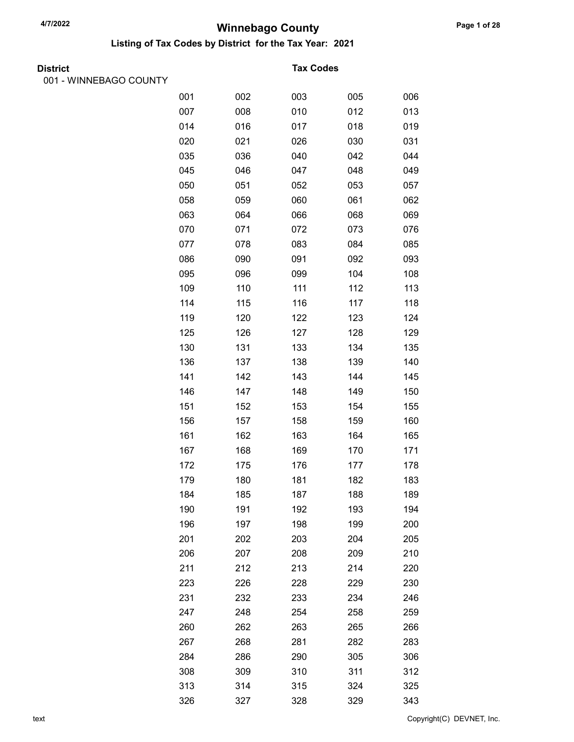# Winnebago County

## Listing of Tax Codes by District for the Tax Year: 2021

**District** — **Tax Codes**

001 - WINNEBAGO COUNTY

| | | | | |
|---|---|---|---|---|
| 001 | 002 | 003 | 005 | 006 |
| 007 | 008 | 010 | 012 | 013 |
| 014 | 016 | 017 | 018 | 019 |
| 020 | 021 | 026 | 030 | 031 |
| 035 | 036 | 040 | 042 | 044 |
| 045 | 046 | 047 | 048 | 049 |
| 050 | 051 | 052 | 053 | 057 |
| 058 | 059 | 060 | 061 | 062 |
| 063 | 064 | 066 | 068 | 069 |
| 070 | 071 | 072 | 073 | 076 |
| 077 | 078 | 083 | 084 | 085 |
| 086 | 090 | 091 | 092 | 093 |
| 095 | 096 | 099 | 104 | 108 |
| 109 | 110 | 111 | 112 | 113 |
| 114 | 115 | 116 | 117 | 118 |
| 119 | 120 | 122 | 123 | 124 |
| 125 | 126 | 127 | 128 | 129 |
| 130 | 131 | 133 | 134 | 135 |
| 136 | 137 | 138 | 139 | 140 |
| 141 | 142 | 143 | 144 | 145 |
| 146 | 147 | 148 | 149 | 150 |
| 151 | 152 | 153 | 154 | 155 |
| 156 | 157 | 158 | 159 | 160 |
| 161 | 162 | 163 | 164 | 165 |
| 167 | 168 | 169 | 170 | 171 |
| 172 | 175 | 176 | 177 | 178 |
| 179 | 180 | 181 | 182 | 183 |
| 184 | 185 | 187 | 188 | 189 |
| 190 | 191 | 192 | 193 | 194 |
| 196 | 197 | 198 | 199 | 200 |
| 201 | 202 | 203 | 204 | 205 |
| 206 | 207 | 208 | 209 | 210 |
| 211 | 212 | 213 | 214 | 220 |
| 223 | 226 | 228 | 229 | 230 |
| 231 | 232 | 233 | 234 | 246 |
| 247 | 248 | 254 | 258 | 259 |
| 260 | 262 | 263 | 265 | 266 |
| 267 | 268 | 281 | 282 | 283 |
| 284 | 286 | 290 | 305 | 306 |
| 308 | 309 | 310 | 311 | 312 |
| 313 | 314 | 315 | 324 | 325 |
| 326 | 327 | 328 | 329 | 343 |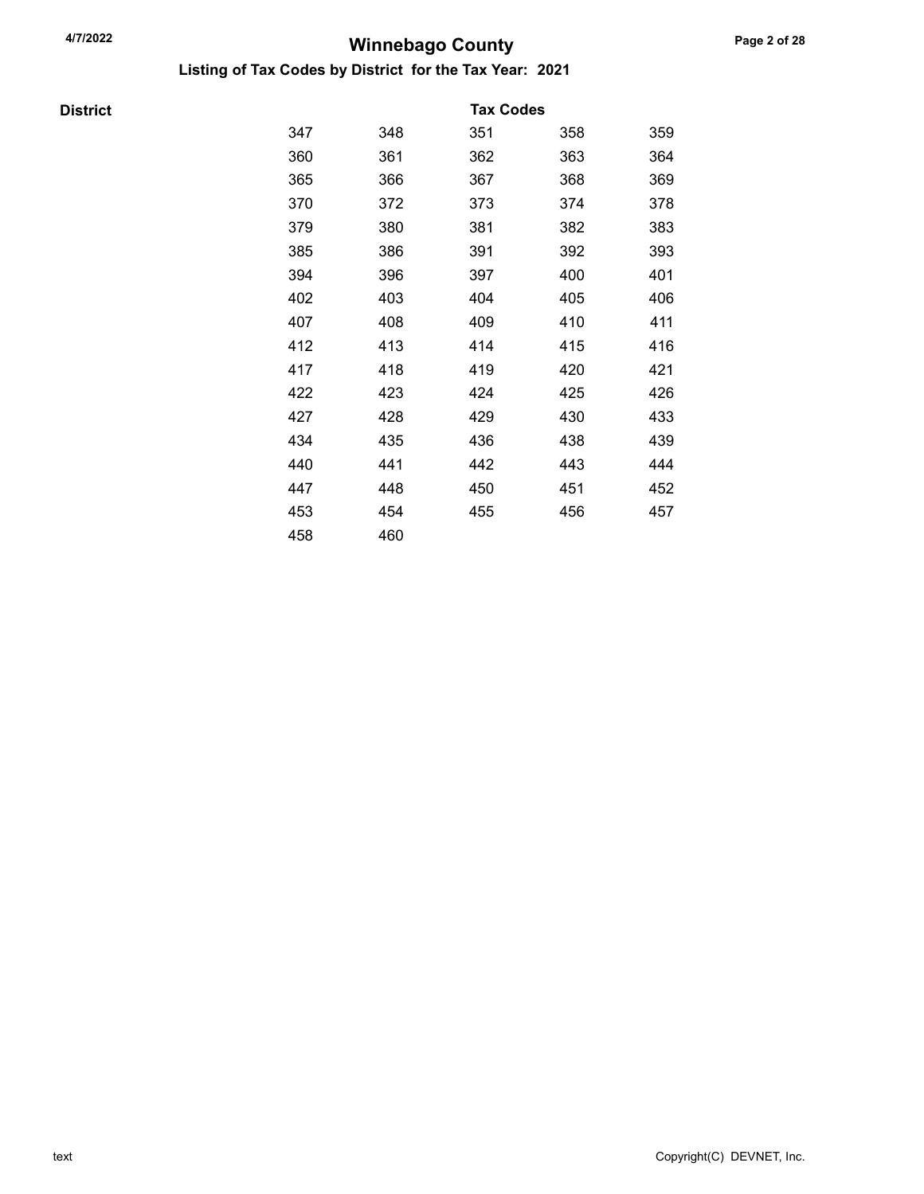# Winnebago County

## Listing of Tax Codes by District for the Tax Year: 2021

| District | Tax Codes | | | | |
|---|---|---|---|---|---|
| | 347 | 348 | 351 | 358 | 359 |
| | 360 | 361 | 362 | 363 | 364 |
| | 365 | 366 | 367 | 368 | 369 |
| | 370 | 372 | 373 | 374 | 378 |
| | 379 | 380 | 381 | 382 | 383 |
| | 385 | 386 | 391 | 392 | 393 |
| | 394 | 396 | 397 | 400 | 401 |
| | 402 | 403 | 404 | 405 | 406 |
| | 407 | 408 | 409 | 410 | 411 |
| | 412 | 413 | 414 | 415 | 416 |
| | 417 | 418 | 419 | 420 | 421 |
| | 422 | 423 | 424 | 425 | 426 |
| | 427 | 428 | 429 | 430 | 433 |
| | 434 | 435 | 436 | 438 | 439 |
| | 440 | 441 | 442 | 443 | 444 |
| | 447 | 448 | 450 | 451 | 452 |
| | 453 | 454 | 455 | 456 | 457 |
| | 458 | 460 | | | |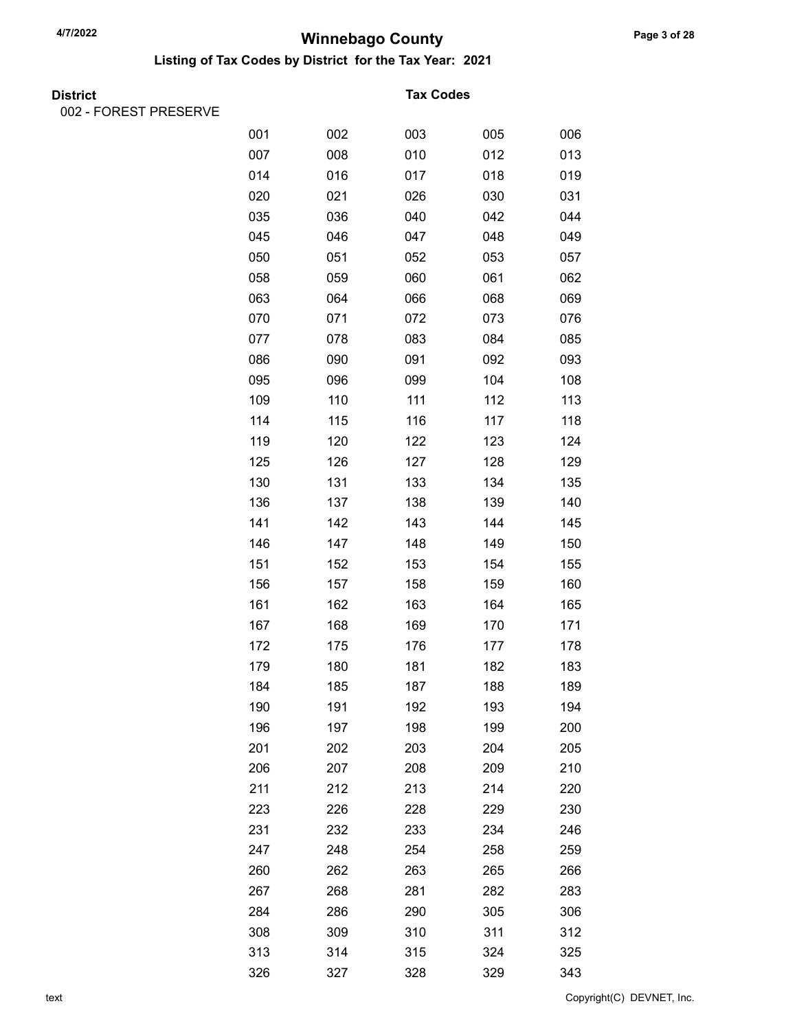# Winnebago County

## Listing of Tax Codes by District for the Tax Year: 2021

| District | Tax Codes | | | | |
|---|---|---|---|---|---|
| 002 - FOREST PRESERVE | | | | | |
| | 001 | 002 | 003 | 005 | 006 |
| | 007 | 008 | 010 | 012 | 013 |
| | 014 | 016 | 017 | 018 | 019 |
| | 020 | 021 | 026 | 030 | 031 |
| | 035 | 036 | 040 | 042 | 044 |
| | 045 | 046 | 047 | 048 | 049 |
| | 050 | 051 | 052 | 053 | 057 |
| | 058 | 059 | 060 | 061 | 062 |
| | 063 | 064 | 066 | 068 | 069 |
| | 070 | 071 | 072 | 073 | 076 |
| | 077 | 078 | 083 | 084 | 085 |
| | 086 | 090 | 091 | 092 | 093 |
| | 095 | 096 | 099 | 104 | 108 |
| | 109 | 110 | 111 | 112 | 113 |
| | 114 | 115 | 116 | 117 | 118 |
| | 119 | 120 | 122 | 123 | 124 |
| | 125 | 126 | 127 | 128 | 129 |
| | 130 | 131 | 133 | 134 | 135 |
| | 136 | 137 | 138 | 139 | 140 |
| | 141 | 142 | 143 | 144 | 145 |
| | 146 | 147 | 148 | 149 | 150 |
| | 151 | 152 | 153 | 154 | 155 |
| | 156 | 157 | 158 | 159 | 160 |
| | 161 | 162 | 163 | 164 | 165 |
| | 167 | 168 | 169 | 170 | 171 |
| | 172 | 175 | 176 | 177 | 178 |
| | 179 | 180 | 181 | 182 | 183 |
| | 184 | 185 | 187 | 188 | 189 |
| | 190 | 191 | 192 | 193 | 194 |
| | 196 | 197 | 198 | 199 | 200 |
| | 201 | 202 | 203 | 204 | 205 |
| | 206 | 207 | 208 | 209 | 210 |
| | 211 | 212 | 213 | 214 | 220 |
| | 223 | 226 | 228 | 229 | 230 |
| | 231 | 232 | 233 | 234 | 246 |
| | 247 | 248 | 254 | 258 | 259 |
| | 260 | 262 | 263 | 265 | 266 |
| | 267 | 268 | 281 | 282 | 283 |
| | 284 | 286 | 290 | 305 | 306 |
| | 308 | 309 | 310 | 311 | 312 |
| | 313 | 314 | 315 | 324 | 325 |
| | 326 | 327 | 328 | 329 | 343 |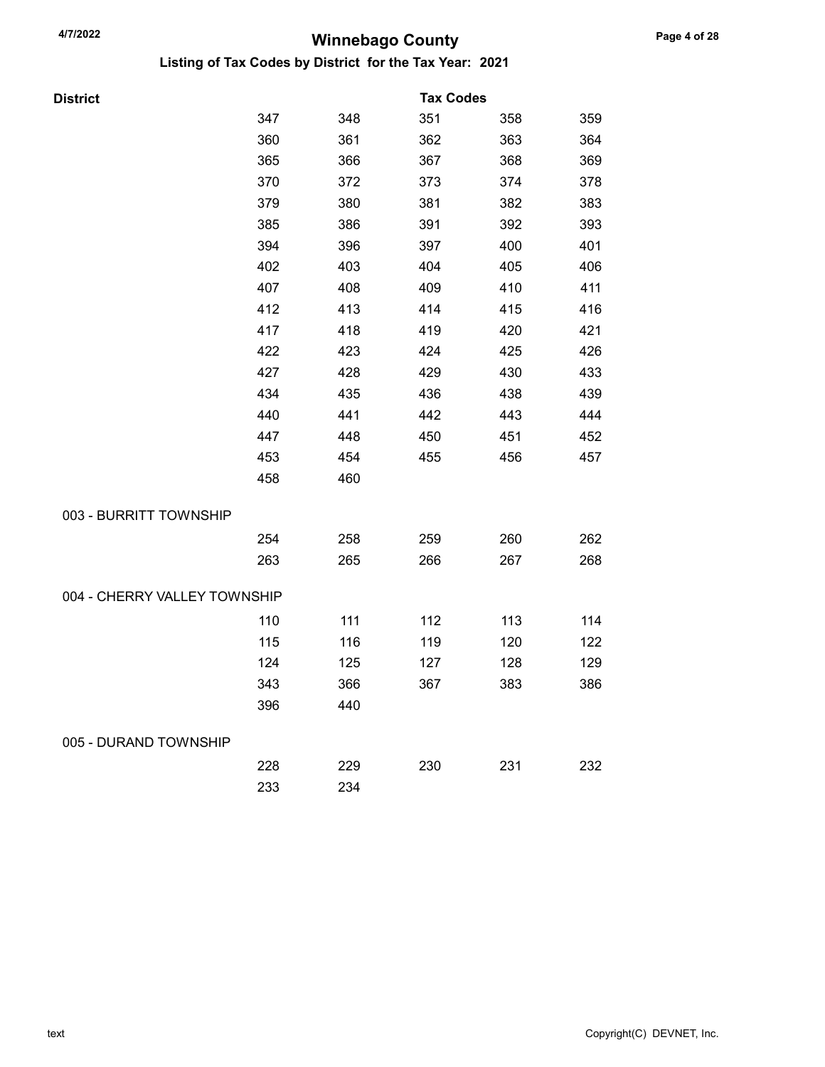# Winnebago County

## Listing of Tax Codes by District for the Tax Year: 2021

| District | Tax Codes | | | | |
|---|---|---|---|---|---|
| | 347 | 348 | 351 | 358 | 359 |
| | 360 | 361 | 362 | 363 | 364 |
| | 365 | 366 | 367 | 368 | 369 |
| | 370 | 372 | 373 | 374 | 378 |
| | 379 | 380 | 381 | 382 | 383 |
| | 385 | 386 | 391 | 392 | 393 |
| | 394 | 396 | 397 | 400 | 401 |
| | 402 | 403 | 404 | 405 | 406 |
| | 407 | 408 | 409 | 410 | 411 |
| | 412 | 413 | 414 | 415 | 416 |
| | 417 | 418 | 419 | 420 | 421 |
| | 422 | 423 | 424 | 425 | 426 |
| | 427 | 428 | 429 | 430 | 433 |
| | 434 | 435 | 436 | 438 | 439 |
| | 440 | 441 | 442 | 443 | 444 |
| | 447 | 448 | 450 | 451 | 452 |
| | 453 | 454 | 455 | 456 | 457 |
| | 458 | 460 | | | |
| 003 - BURRITT TOWNSHIP | | | | | |
| | 254 | 258 | 259 | 260 | 262 |
| | 263 | 265 | 266 | 267 | 268 |
| 004 - CHERRY VALLEY TOWNSHIP | | | | | |
| | 110 | 111 | 112 | 113 | 114 |
| | 115 | 116 | 119 | 120 | 122 |
| | 124 | 125 | 127 | 128 | 129 |
| | 343 | 366 | 367 | 383 | 386 |
| | 396 | 440 | | | |
| 005 - DURAND TOWNSHIP | | | | | |
| | 228 | 229 | 230 | 231 | 232 |
| | 233 | 234 | | | |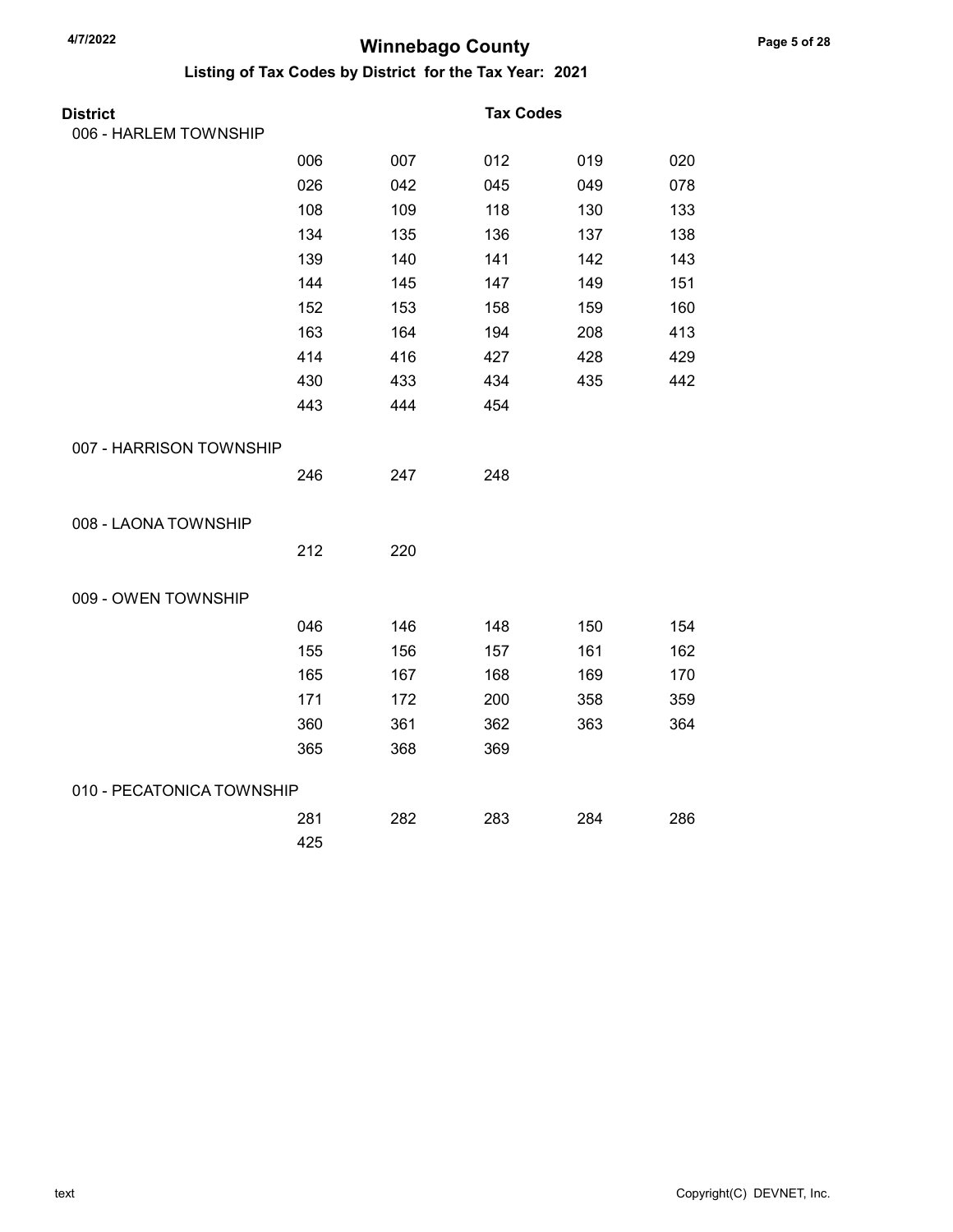# Winnebago County

## Listing of Tax Codes by District for the Tax Year: 2021

| District | Tax Codes | | | | |
|---|---|---|---|---|---|
| 006 - HARLEM TOWNSHIP | | | | | |
| | 006 | 007 | 012 | 019 | 020 |
| | 026 | 042 | 045 | 049 | 078 |
| | 108 | 109 | 118 | 130 | 133 |
| | 134 | 135 | 136 | 137 | 138 |
| | 139 | 140 | 141 | 142 | 143 |
| | 144 | 145 | 147 | 149 | 151 |
| | 152 | 153 | 158 | 159 | 160 |
| | 163 | 164 | 194 | 208 | 413 |
| | 414 | 416 | 427 | 428 | 429 |
| | 430 | 433 | 434 | 435 | 442 |
| | 443 | 444 | 454 | | |
| 007 - HARRISON TOWNSHIP | | | | | |
| | 246 | 247 | 248 | | |
| 008 - LAONA TOWNSHIP | | | | | |
| | 212 | 220 | | | |
| 009 - OWEN TOWNSHIP | | | | | |
| | 046 | 146 | 148 | 150 | 154 |
| | 155 | 156 | 157 | 161 | 162 |
| | 165 | 167 | 168 | 169 | 170 |
| | 171 | 172 | 200 | 358 | 359 |
| | 360 | 361 | 362 | 363 | 364 |
| | 365 | 368 | 369 | | |
| 010 - PECATONICA TOWNSHIP | | | | | |
| | 281 | 282 | 283 | 284 | 286 |
| | 425 | | | | |

text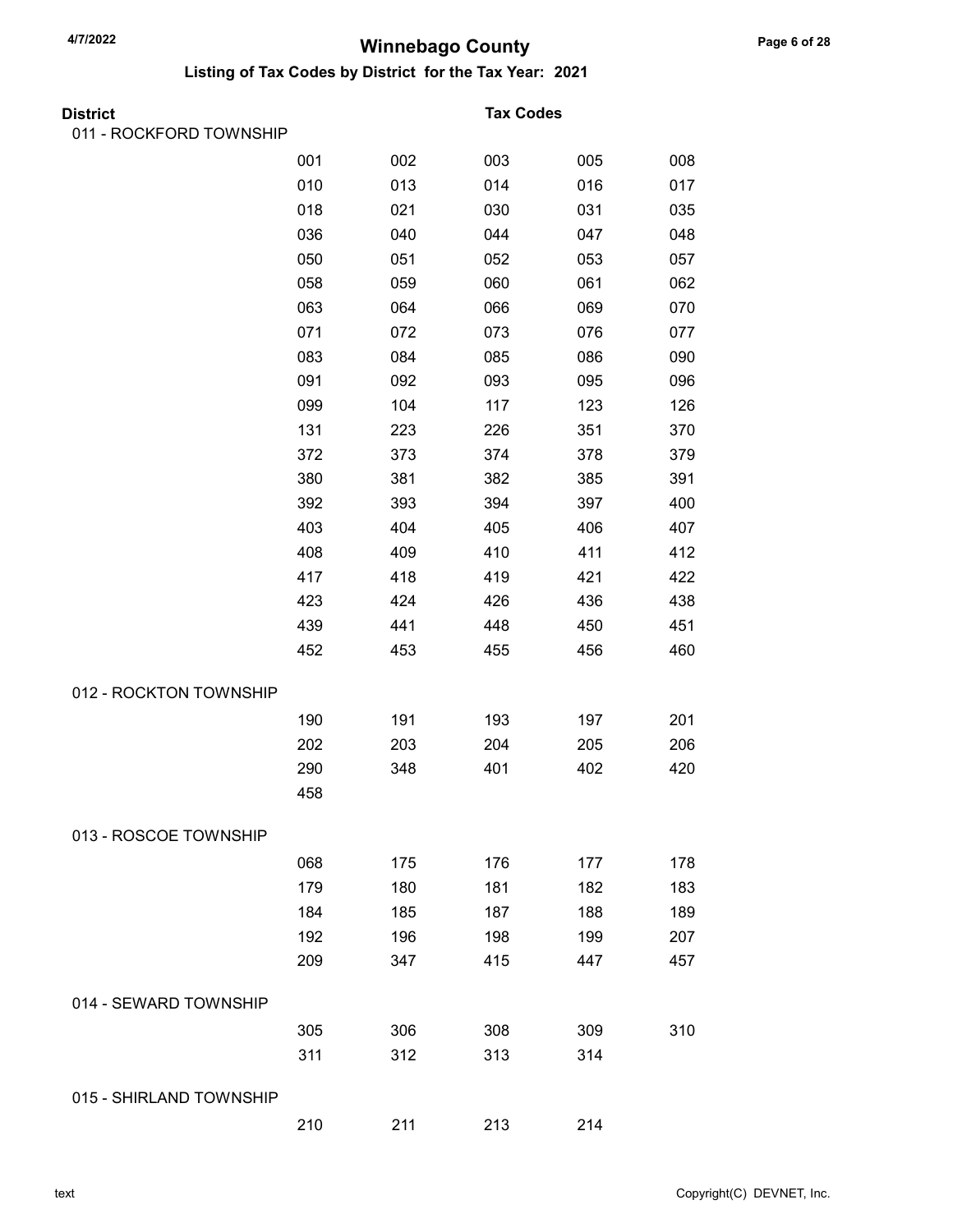# Winnebago County

## Listing of Tax Codes by District for the Tax Year: 2021

| District | Tax Codes | | | | |
|---|---|---|---|---|---|
| 011 - ROCKFORD TOWNSHIP | | | | | |
| | 001 | 002 | 003 | 005 | 008 |
| | 010 | 013 | 014 | 016 | 017 |
| | 018 | 021 | 030 | 031 | 035 |
| | 036 | 040 | 044 | 047 | 048 |
| | 050 | 051 | 052 | 053 | 057 |
| | 058 | 059 | 060 | 061 | 062 |
| | 063 | 064 | 066 | 069 | 070 |
| | 071 | 072 | 073 | 076 | 077 |
| | 083 | 084 | 085 | 086 | 090 |
| | 091 | 092 | 093 | 095 | 096 |
| | 099 | 104 | 117 | 123 | 126 |
| | 131 | 223 | 226 | 351 | 370 |
| | 372 | 373 | 374 | 378 | 379 |
| | 380 | 381 | 382 | 385 | 391 |
| | 392 | 393 | 394 | 397 | 400 |
| | 403 | 404 | 405 | 406 | 407 |
| | 408 | 409 | 410 | 411 | 412 |
| | 417 | 418 | 419 | 421 | 422 |
| | 423 | 424 | 426 | 436 | 438 |
| | 439 | 441 | 448 | 450 | 451 |
| | 452 | 453 | 455 | 456 | 460 |
| 012 - ROCKTON TOWNSHIP | | | | | |
| | 190 | 191 | 193 | 197 | 201 |
| | 202 | 203 | 204 | 205 | 206 |
| | 290 | 348 | 401 | 402 | 420 |
| | 458 | | | | |
| 013 - ROSCOE TOWNSHIP | | | | | |
| | 068 | 175 | 176 | 177 | 178 |
| | 179 | 180 | 181 | 182 | 183 |
| | 184 | 185 | 187 | 188 | 189 |
| | 192 | 196 | 198 | 199 | 207 |
| | 209 | 347 | 415 | 447 | 457 |
| 014 - SEWARD TOWNSHIP | | | | | |
| | 305 | 306 | 308 | 309 | 310 |
| | 311 | 312 | 313 | 314 | |
| 015 - SHIRLAND TOWNSHIP | | | | | |
| | 210 | 211 | 213 | 214 | |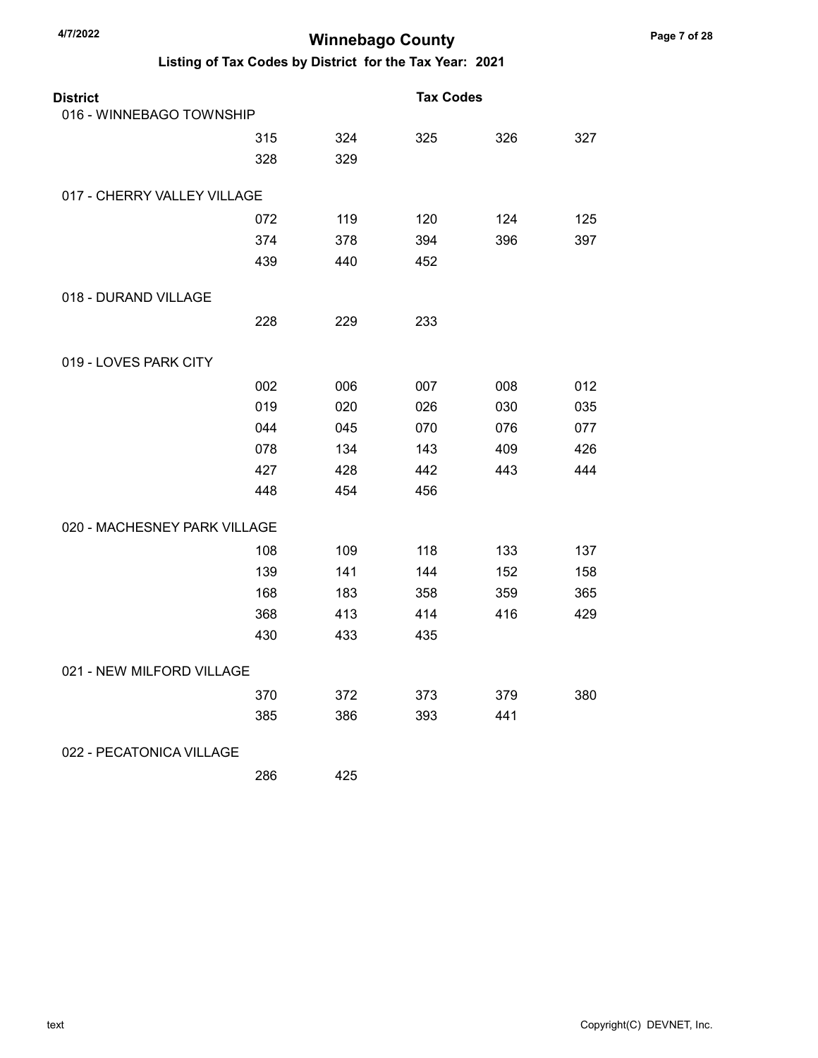# Winnebago County

## Listing of Tax Codes by District for the Tax Year: 2021

| District | Tax Codes | | | | |
|---|---|---|---|---|---|
| 016 - WINNEBAGO TOWNSHIP | | | | | |
| | 315 | 324 | 325 | 326 | 327 |
| | 328 | 329 | | | |
| 017 - CHERRY VALLEY VILLAGE | | | | | |
| | 072 | 119 | 120 | 124 | 125 |
| | 374 | 378 | 394 | 396 | 397 |
| | 439 | 440 | 452 | | |
| 018 - DURAND VILLAGE | | | | | |
| | 228 | 229 | 233 | | |
| 019 - LOVES PARK CITY | | | | | |
| | 002 | 006 | 007 | 008 | 012 |
| | 019 | 020 | 026 | 030 | 035 |
| | 044 | 045 | 070 | 076 | 077 |
| | 078 | 134 | 143 | 409 | 426 |
| | 427 | 428 | 442 | 443 | 444 |
| | 448 | 454 | 456 | | |
| 020 - MACHESNEY PARK VILLAGE | | | | | |
| | 108 | 109 | 118 | 133 | 137 |
| | 139 | 141 | 144 | 152 | 158 |
| | 168 | 183 | 358 | 359 | 365 |
| | 368 | 413 | 414 | 416 | 429 |
| | 430 | 433 | 435 | | |
| 021 - NEW MILFORD VILLAGE | | | | | |
| | 370 | 372 | 373 | 379 | 380 |
| | 385 | 386 | 393 | 441 | |
| 022 - PECATONICA VILLAGE | | | | | |
| | 286 | 425 | | | |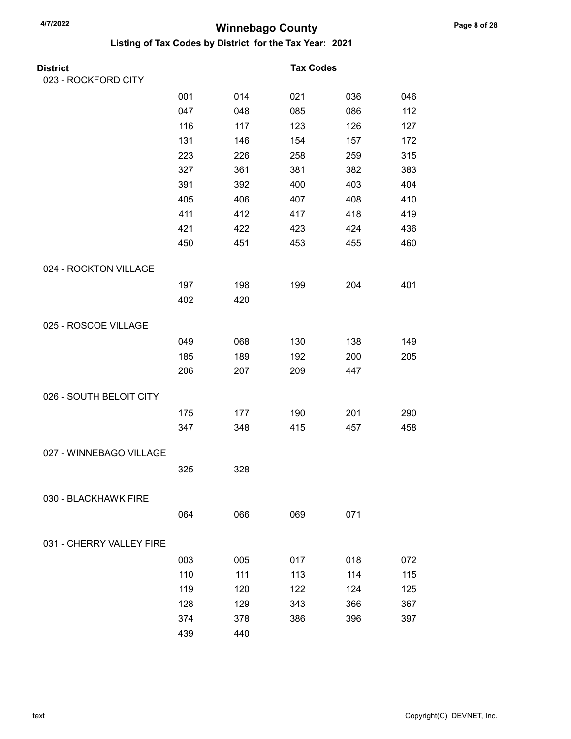# Winnebago County

## Listing of Tax Codes by District for the Tax Year: 2021

| District | Tax Codes | | | | |
|---|---|---|---|---|---|
| 023 - ROCKFORD CITY | | | | | |
| | 001 | 014 | 021 | 036 | 046 |
| | 047 | 048 | 085 | 086 | 112 |
| | 116 | 117 | 123 | 126 | 127 |
| | 131 | 146 | 154 | 157 | 172 |
| | 223 | 226 | 258 | 259 | 315 |
| | 327 | 361 | 381 | 382 | 383 |
| | 391 | 392 | 400 | 403 | 404 |
| | 405 | 406 | 407 | 408 | 410 |
| | 411 | 412 | 417 | 418 | 419 |
| | 421 | 422 | 423 | 424 | 436 |
| | 450 | 451 | 453 | 455 | 460 |
| 024 - ROCKTON VILLAGE | | | | | |
| | 197 | 198 | 199 | 204 | 401 |
| | 402 | 420 | | | |
| 025 - ROSCOE VILLAGE | | | | | |
| | 049 | 068 | 130 | 138 | 149 |
| | 185 | 189 | 192 | 200 | 205 |
| | 206 | 207 | 209 | 447 | |
| 026 - SOUTH BELOIT CITY | | | | | |
| | 175 | 177 | 190 | 201 | 290 |
| | 347 | 348 | 415 | 457 | 458 |
| 027 - WINNEBAGO VILLAGE | | | | | |
| | 325 | 328 | | | |
| 030 - BLACKHAWK FIRE | | | | | |
| | 064 | 066 | 069 | 071 | |
| 031 - CHERRY VALLEY FIRE | | | | | |
| | 003 | 005 | 017 | 018 | 072 |
| | 110 | 111 | 113 | 114 | 115 |
| | 119 | 120 | 122 | 124 | 125 |
| | 128 | 129 | 343 | 366 | 367 |
| | 374 | 378 | 386 | 396 | 397 |
| | 439 | 440 | | | |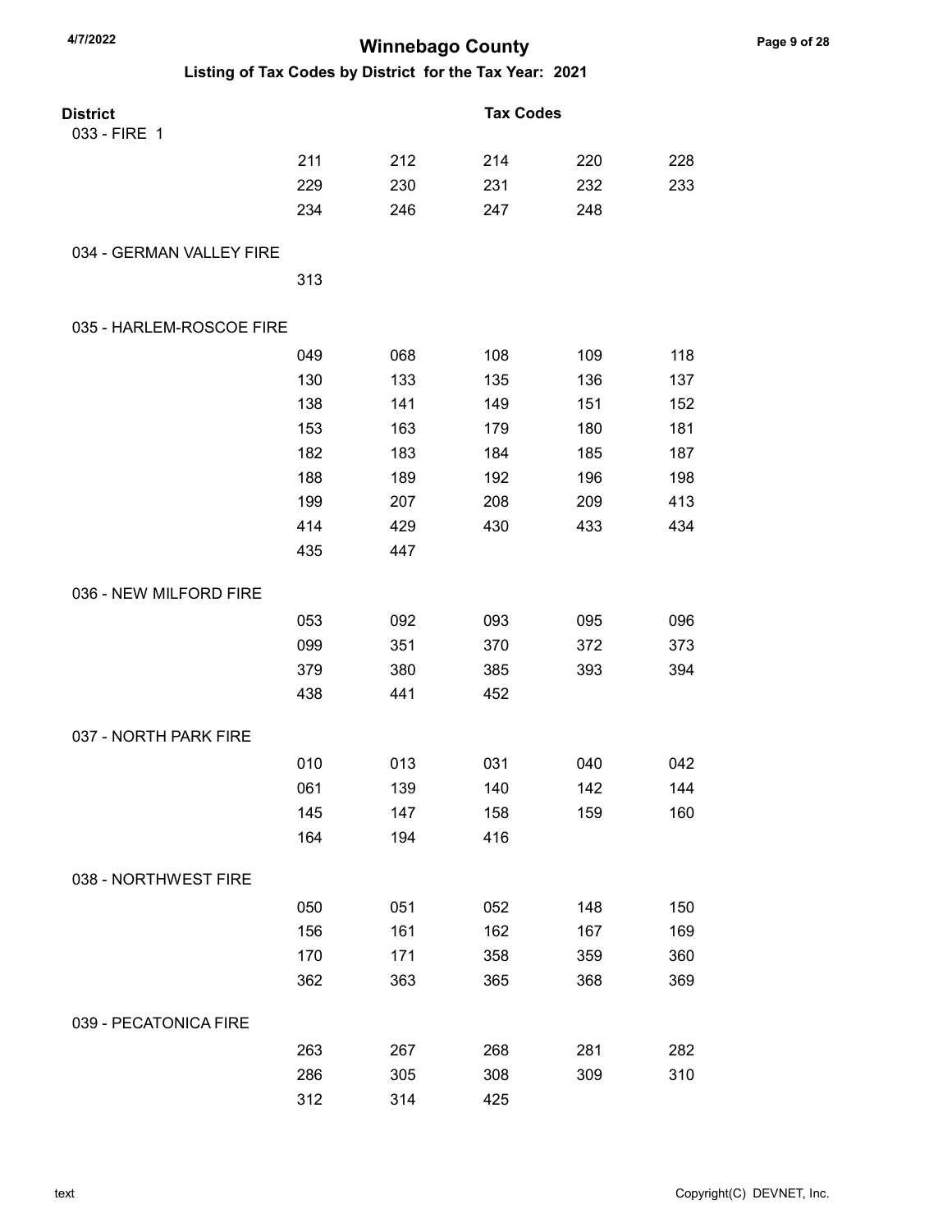# Winnebago County

## Listing of Tax Codes by District for the Tax Year: 2021

| District | Tax Codes | | | | |
|---|---|---|---|---|---|
| 033 - FIRE 1 | | | | | |
| | 211 | 212 | 214 | 220 | 228 |
| | 229 | 230 | 231 | 232 | 233 |
| | 234 | 246 | 247 | 248 | |
| 034 - GERMAN VALLEY FIRE | | | | | |
| | 313 | | | | |
| 035 - HARLEM-ROSCOE FIRE | | | | | |
| | 049 | 068 | 108 | 109 | 118 |
| | 130 | 133 | 135 | 136 | 137 |
| | 138 | 141 | 149 | 151 | 152 |
| | 153 | 163 | 179 | 180 | 181 |
| | 182 | 183 | 184 | 185 | 187 |
| | 188 | 189 | 192 | 196 | 198 |
| | 199 | 207 | 208 | 209 | 413 |
| | 414 | 429 | 430 | 433 | 434 |
| | 435 | 447 | | | |
| 036 - NEW MILFORD FIRE | | | | | |
| | 053 | 092 | 093 | 095 | 096 |
| | 099 | 351 | 370 | 372 | 373 |
| | 379 | 380 | 385 | 393 | 394 |
| | 438 | 441 | 452 | | |
| 037 - NORTH PARK FIRE | | | | | |
| | 010 | 013 | 031 | 040 | 042 |
| | 061 | 139 | 140 | 142 | 144 |
| | 145 | 147 | 158 | 159 | 160 |
| | 164 | 194 | 416 | | |
| 038 - NORTHWEST FIRE | | | | | |
| | 050 | 051 | 052 | 148 | 150 |
| | 156 | 161 | 162 | 167 | 169 |
| | 170 | 171 | 358 | 359 | 360 |
| | 362 | 363 | 365 | 368 | 369 |
| 039 - PECATONICA FIRE | | | | | |
| | 263 | 267 | 268 | 281 | 282 |
| | 286 | 305 | 308 | 309 | 310 |
| | 312 | 314 | 425 | | |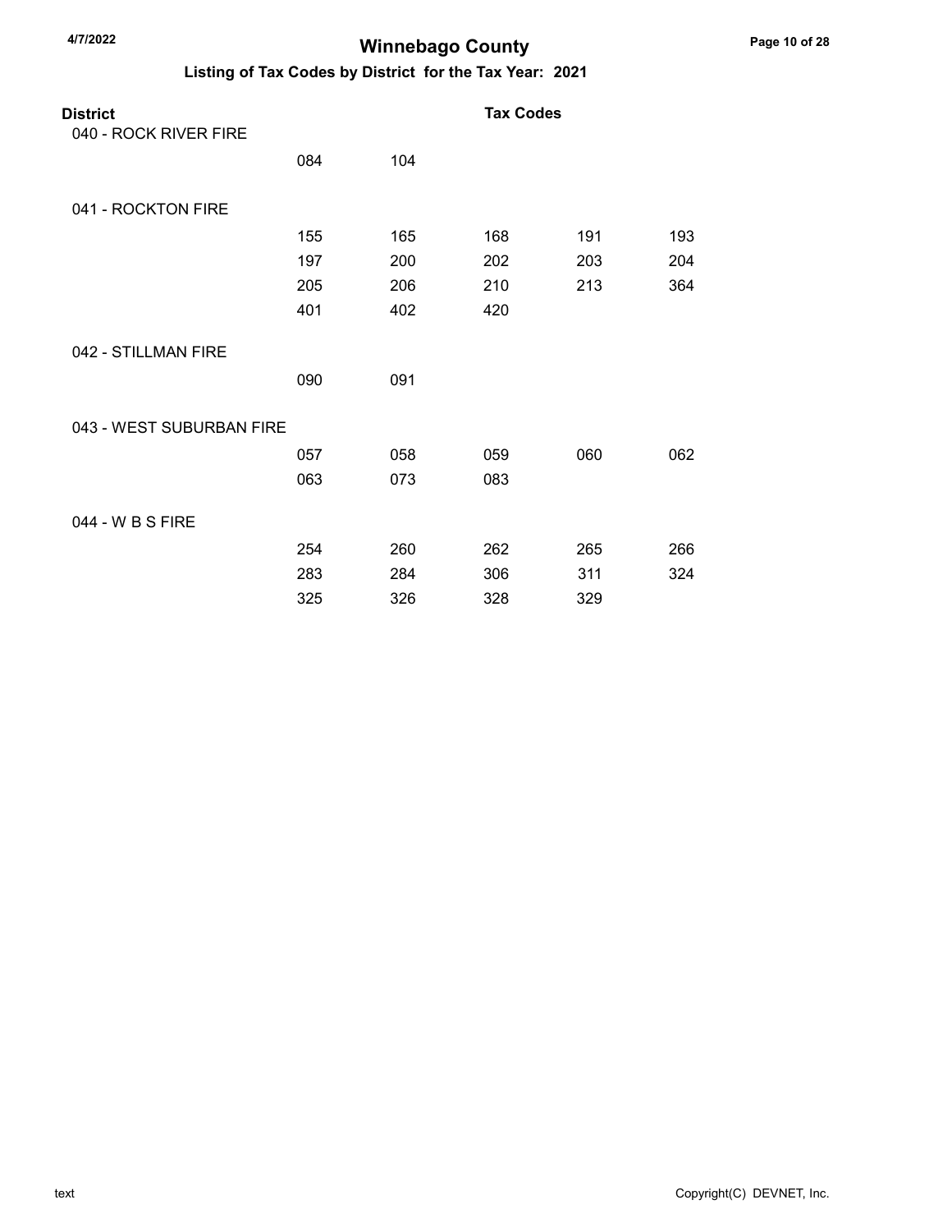# Winnebago County

## Listing of Tax Codes by District for the Tax Year: 2021

| District | Tax Codes | | | | |
|---|---|---|---|---|---|
| 040 - ROCK RIVER FIRE | | | | | |
| | 084 | 104 | | | |
| 041 - ROCKTON FIRE | | | | | |
| | 155 | 165 | 168 | 191 | 193 |
| | 197 | 200 | 202 | 203 | 204 |
| | 205 | 206 | 210 | 213 | 364 |
| | 401 | 402 | 420 | | |
| 042 - STILLMAN FIRE | | | | | |
| | 090 | 091 | | | |
| 043 - WEST SUBURBAN FIRE | | | | | |
| | 057 | 058 | 059 | 060 | 062 |
| | 063 | 073 | 083 | | |
| 044 - W B S FIRE | | | | | |
| | 254 | 260 | 262 | 265 | 266 |
| | 283 | 284 | 306 | 311 | 324 |
| | 325 | 326 | 328 | 329 | |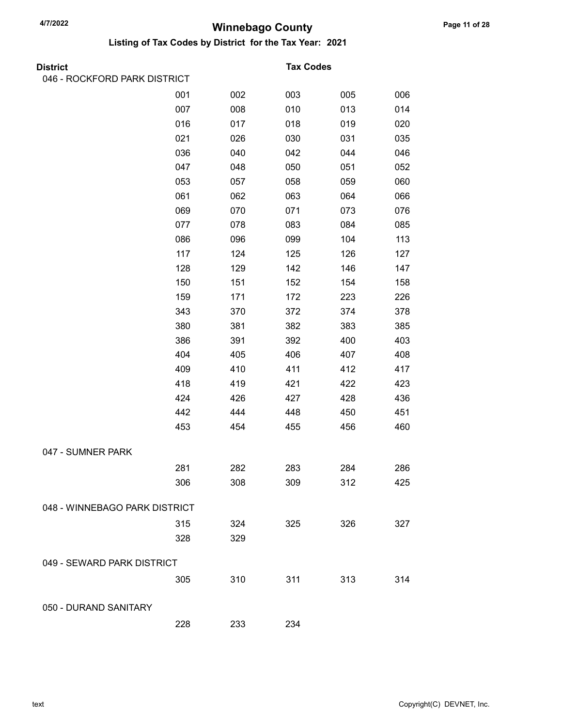# Winnebago County

## Listing of Tax Codes by District for the Tax Year: 2021

| District | Tax Codes | | | | |
|---|---|---|---|---|---|
| 046 - ROCKFORD PARK DISTRICT | | | | | |
| | 001 | 002 | 003 | 005 | 006 |
| | 007 | 008 | 010 | 013 | 014 |
| | 016 | 017 | 018 | 019 | 020 |
| | 021 | 026 | 030 | 031 | 035 |
| | 036 | 040 | 042 | 044 | 046 |
| | 047 | 048 | 050 | 051 | 052 |
| | 053 | 057 | 058 | 059 | 060 |
| | 061 | 062 | 063 | 064 | 066 |
| | 069 | 070 | 071 | 073 | 076 |
| | 077 | 078 | 083 | 084 | 085 |
| | 086 | 096 | 099 | 104 | 113 |
| | 117 | 124 | 125 | 126 | 127 |
| | 128 | 129 | 142 | 146 | 147 |
| | 150 | 151 | 152 | 154 | 158 |
| | 159 | 171 | 172 | 223 | 226 |
| | 343 | 370 | 372 | 374 | 378 |
| | 380 | 381 | 382 | 383 | 385 |
| | 386 | 391 | 392 | 400 | 403 |
| | 404 | 405 | 406 | 407 | 408 |
| | 409 | 410 | 411 | 412 | 417 |
| | 418 | 419 | 421 | 422 | 423 |
| | 424 | 426 | 427 | 428 | 436 |
| | 442 | 444 | 448 | 450 | 451 |
| | 453 | 454 | 455 | 456 | 460 |
| 047 - SUMNER PARK | | | | | |
| | 281 | 282 | 283 | 284 | 286 |
| | 306 | 308 | 309 | 312 | 425 |
| 048 - WINNEBAGO PARK DISTRICT | | | | | |
| | 315 | 324 | 325 | 326 | 327 |
| | 328 | 329 | | | |
| 049 - SEWARD PARK DISTRICT | | | | | |
| | 305 | 310 | 311 | 313 | 314 |
| 050 - DURAND SANITARY | | | | | |
| | 228 | 233 | 234 | | |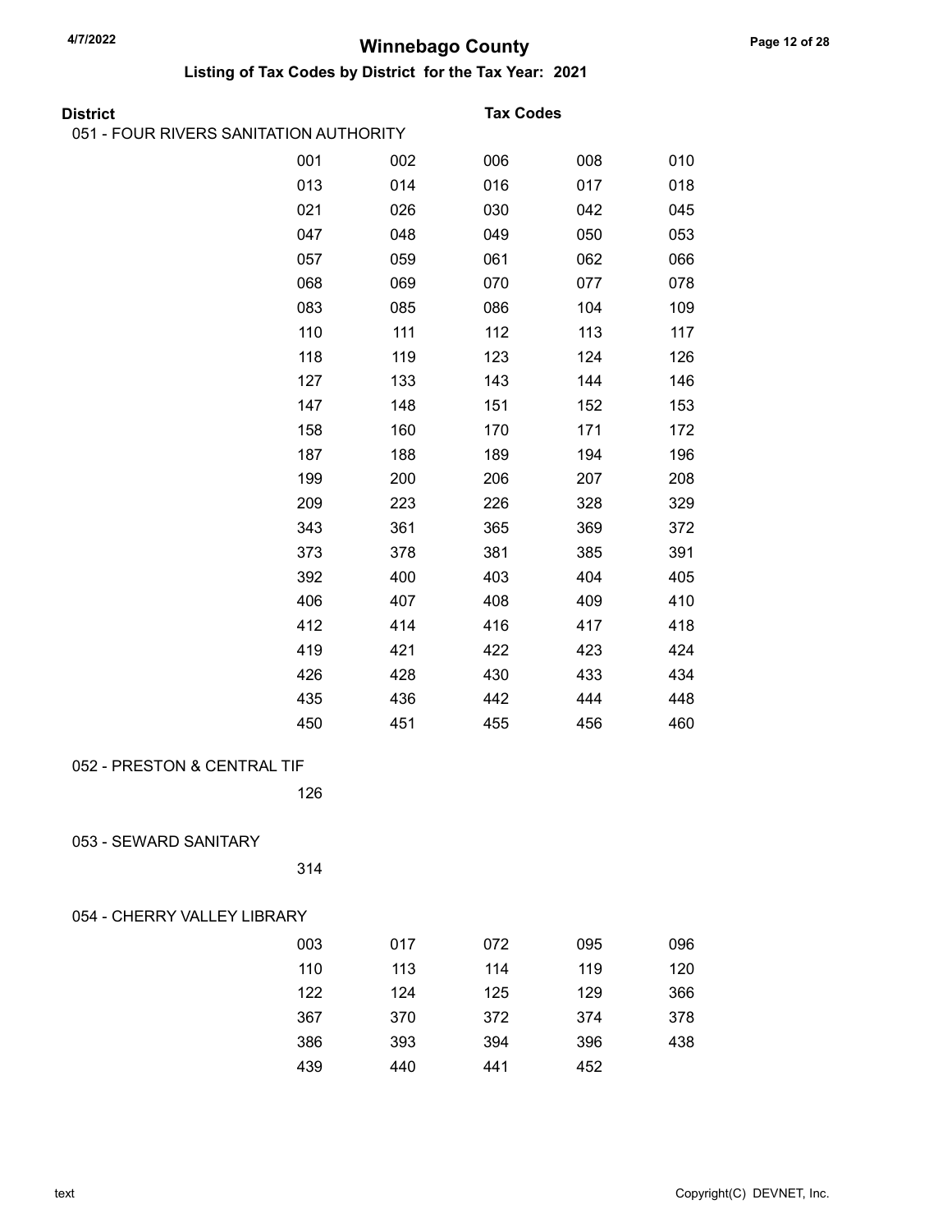# Winnebago County

## Listing of Tax Codes by District for the Tax Year: 2021

**District** **Tax Codes**

### 051 - FOUR RIVERS SANITATION AUTHORITY

| | | | | |
|---|---|---|---|---|
| 001 | 002 | 006 | 008 | 010 |
| 013 | 014 | 016 | 017 | 018 |
| 021 | 026 | 030 | 042 | 045 |
| 047 | 048 | 049 | 050 | 053 |
| 057 | 059 | 061 | 062 | 066 |
| 068 | 069 | 070 | 077 | 078 |
| 083 | 085 | 086 | 104 | 109 |
| 110 | 111 | 112 | 113 | 117 |
| 118 | 119 | 123 | 124 | 126 |
| 127 | 133 | 143 | 144 | 146 |
| 147 | 148 | 151 | 152 | 153 |
| 158 | 160 | 170 | 171 | 172 |
| 187 | 188 | 189 | 194 | 196 |
| 199 | 200 | 206 | 207 | 208 |
| 209 | 223 | 226 | 328 | 329 |
| 343 | 361 | 365 | 369 | 372 |
| 373 | 378 | 381 | 385 | 391 |
| 392 | 400 | 403 | 404 | 405 |
| 406 | 407 | 408 | 409 | 410 |
| 412 | 414 | 416 | 417 | 418 |
| 419 | 421 | 422 | 423 | 424 |
| 426 | 428 | 430 | 433 | 434 |
| 435 | 436 | 442 | 444 | 448 |
| 450 | 451 | 455 | 456 | 460 |

### 052 - PRESTON & CENTRAL TIF

126

### 053 - SEWARD SANITARY

314

### 054 - CHERRY VALLEY LIBRARY

| | | | | |
|---|---|---|---|---|
| 003 | 017 | 072 | 095 | 096 |
| 110 | 113 | 114 | 119 | 120 |
| 122 | 124 | 125 | 129 | 366 |
| 367 | 370 | 372 | 374 | 378 |
| 386 | 393 | 394 | 396 | 438 |
| 439 | 440 | 441 | 452 | |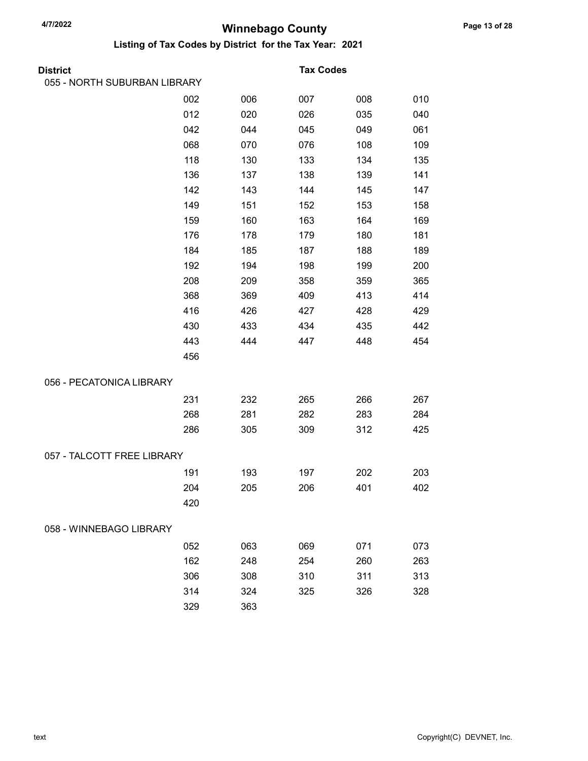# Winnebago County

## Listing of Tax Codes by District for the Tax Year: 2021

**District** / **Tax Codes**

### 055 - NORTH SUBURBAN LIBRARY

| | | | | |
|---|---|---|---|---|
| 002 | 006 | 007 | 008 | 010 |
| 012 | 020 | 026 | 035 | 040 |
| 042 | 044 | 045 | 049 | 061 |
| 068 | 070 | 076 | 108 | 109 |
| 118 | 130 | 133 | 134 | 135 |
| 136 | 137 | 138 | 139 | 141 |
| 142 | 143 | 144 | 145 | 147 |
| 149 | 151 | 152 | 153 | 158 |
| 159 | 160 | 163 | 164 | 169 |
| 176 | 178 | 179 | 180 | 181 |
| 184 | 185 | 187 | 188 | 189 |
| 192 | 194 | 198 | 199 | 200 |
| 208 | 209 | 358 | 359 | 365 |
| 368 | 369 | 409 | 413 | 414 |
| 416 | 426 | 427 | 428 | 429 |
| 430 | 433 | 434 | 435 | 442 |
| 443 | 444 | 447 | 448 | 454 |
| 456 | | | | |

### 056 - PECATONICA LIBRARY

| | | | | |
|---|---|---|---|---|
| 231 | 232 | 265 | 266 | 267 |
| 268 | 281 | 282 | 283 | 284 |
| 286 | 305 | 309 | 312 | 425 |

### 057 - TALCOTT FREE LIBRARY

| | | | | |
|---|---|---|---|---|
| 191 | 193 | 197 | 202 | 203 |
| 204 | 205 | 206 | 401 | 402 |
| 420 | | | | |

### 058 - WINNEBAGO LIBRARY

| | | | | |
|---|---|---|---|---|
| 052 | 063 | 069 | 071 | 073 |
| 162 | 248 | 254 | 260 | 263 |
| 306 | 308 | 310 | 311 | 313 |
| 314 | 324 | 325 | 326 | 328 |
| 329 | 363 | | | |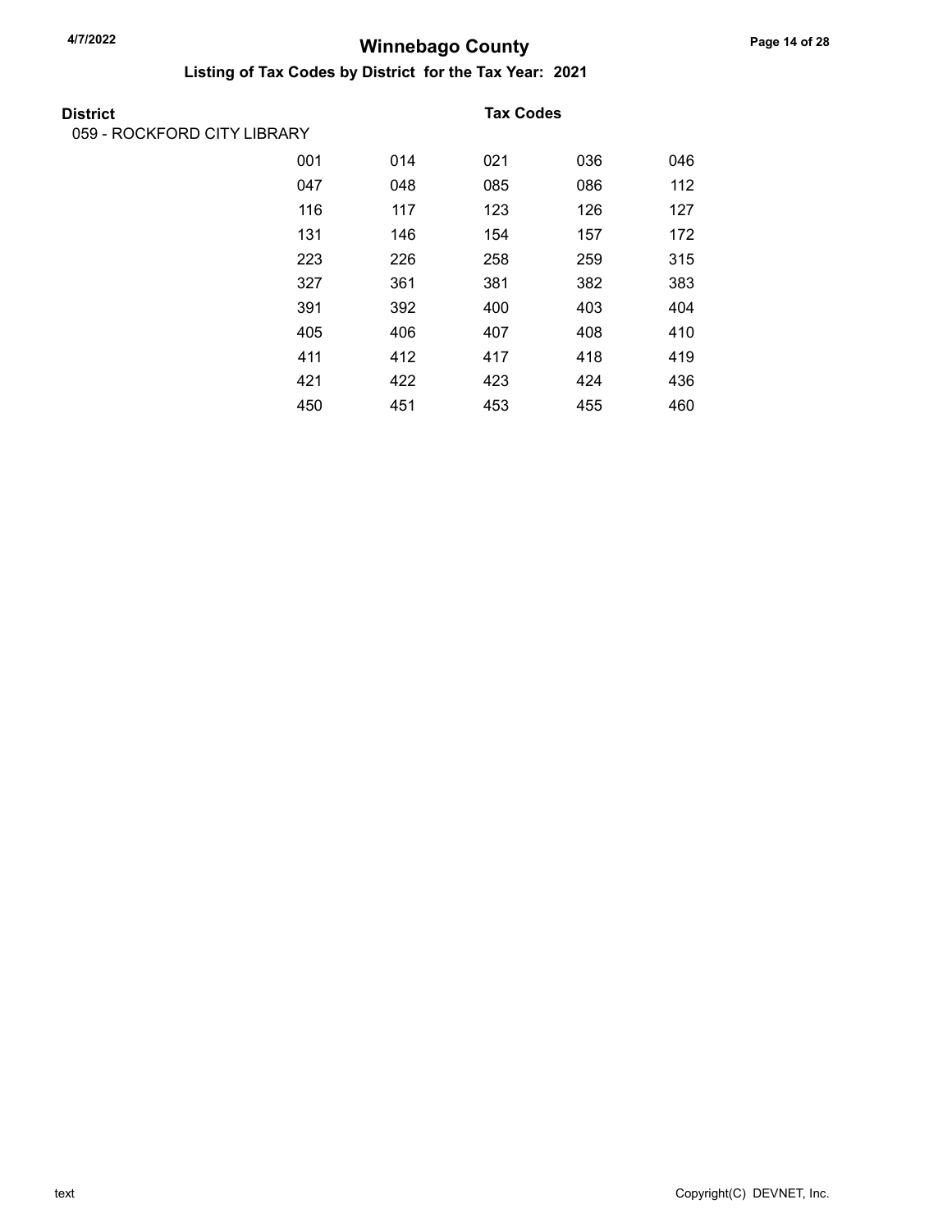# Winnebago County

## Listing of Tax Codes by District for the Tax Year: 2021

**District** — **Tax Codes**

059 - ROCKFORD CITY LIBRARY

| | | | | |
|---|---|---|---|---|
| 001 | 014 | 021 | 036 | 046 |
| 047 | 048 | 085 | 086 | 112 |
| 116 | 117 | 123 | 126 | 127 |
| 131 | 146 | 154 | 157 | 172 |
| 223 | 226 | 258 | 259 | 315 |
| 327 | 361 | 381 | 382 | 383 |
| 391 | 392 | 400 | 403 | 404 |
| 405 | 406 | 407 | 408 | 410 |
| 411 | 412 | 417 | 418 | 419 |
| 421 | 422 | 423 | 424 | 436 |
| 450 | 451 | 453 | 455 | 460 |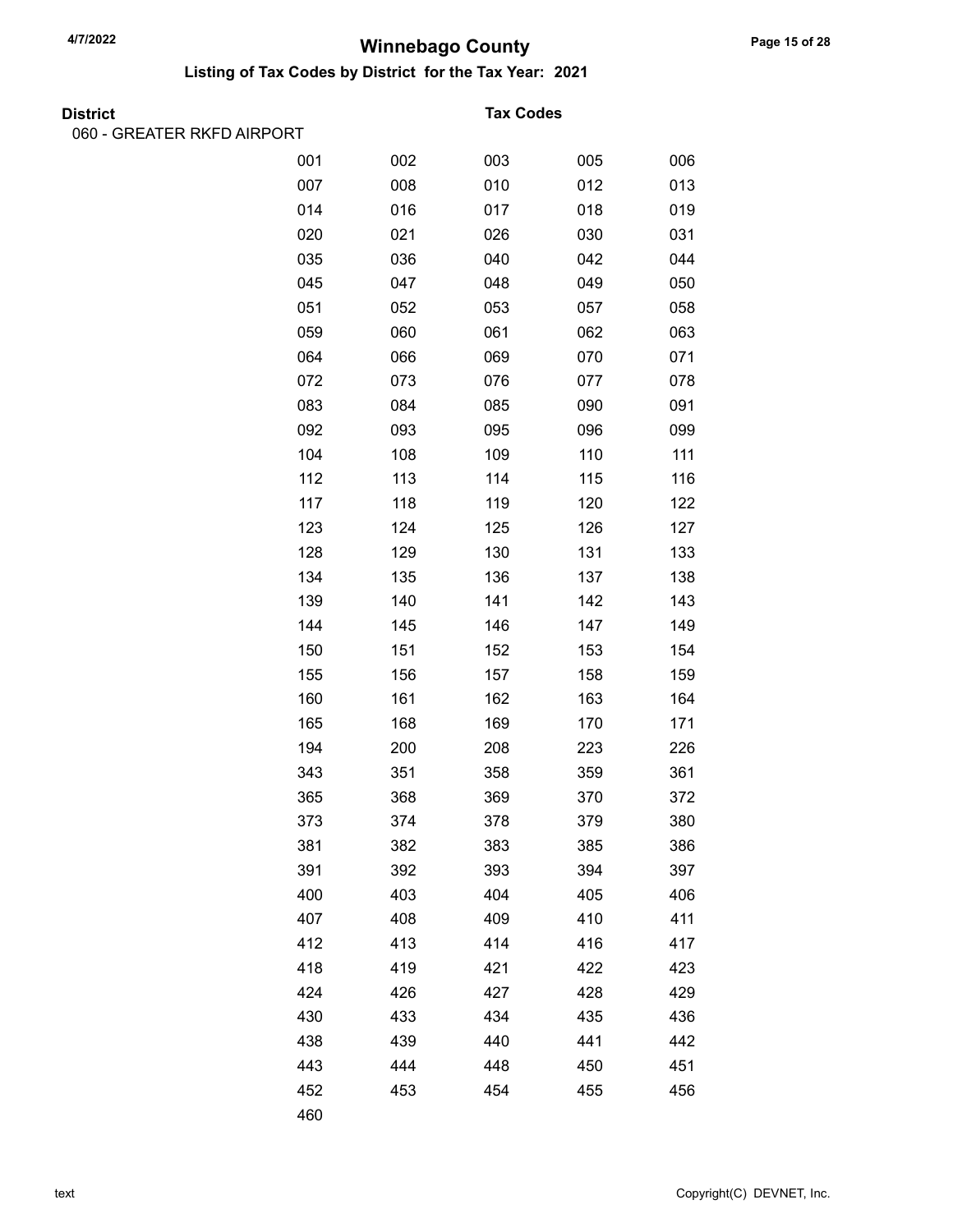# Winnebago County

## Listing of Tax Codes by District for the Tax Year: 2021

**District** — **Tax Codes**

060 - GREATER RKFD AIRPORT

| | | | | |
|---|---|---|---|---|
| 001 | 002 | 003 | 005 | 006 |
| 007 | 008 | 010 | 012 | 013 |
| 014 | 016 | 017 | 018 | 019 |
| 020 | 021 | 026 | 030 | 031 |
| 035 | 036 | 040 | 042 | 044 |
| 045 | 047 | 048 | 049 | 050 |
| 051 | 052 | 053 | 057 | 058 |
| 059 | 060 | 061 | 062 | 063 |
| 064 | 066 | 069 | 070 | 071 |
| 072 | 073 | 076 | 077 | 078 |
| 083 | 084 | 085 | 090 | 091 |
| 092 | 093 | 095 | 096 | 099 |
| 104 | 108 | 109 | 110 | 111 |
| 112 | 113 | 114 | 115 | 116 |
| 117 | 118 | 119 | 120 | 122 |
| 123 | 124 | 125 | 126 | 127 |
| 128 | 129 | 130 | 131 | 133 |
| 134 | 135 | 136 | 137 | 138 |
| 139 | 140 | 141 | 142 | 143 |
| 144 | 145 | 146 | 147 | 149 |
| 150 | 151 | 152 | 153 | 154 |
| 155 | 156 | 157 | 158 | 159 |
| 160 | 161 | 162 | 163 | 164 |
| 165 | 168 | 169 | 170 | 171 |
| 194 | 200 | 208 | 223 | 226 |
| 343 | 351 | 358 | 359 | 361 |
| 365 | 368 | 369 | 370 | 372 |
| 373 | 374 | 378 | 379 | 380 |
| 381 | 382 | 383 | 385 | 386 |
| 391 | 392 | 393 | 394 | 397 |
| 400 | 403 | 404 | 405 | 406 |
| 407 | 408 | 409 | 410 | 411 |
| 412 | 413 | 414 | 416 | 417 |
| 418 | 419 | 421 | 422 | 423 |
| 424 | 426 | 427 | 428 | 429 |
| 430 | 433 | 434 | 435 | 436 |
| 438 | 439 | 440 | 441 | 442 |
| 443 | 444 | 448 | 450 | 451 |
| 452 | 453 | 454 | 455 | 456 |
| 460 | | | | |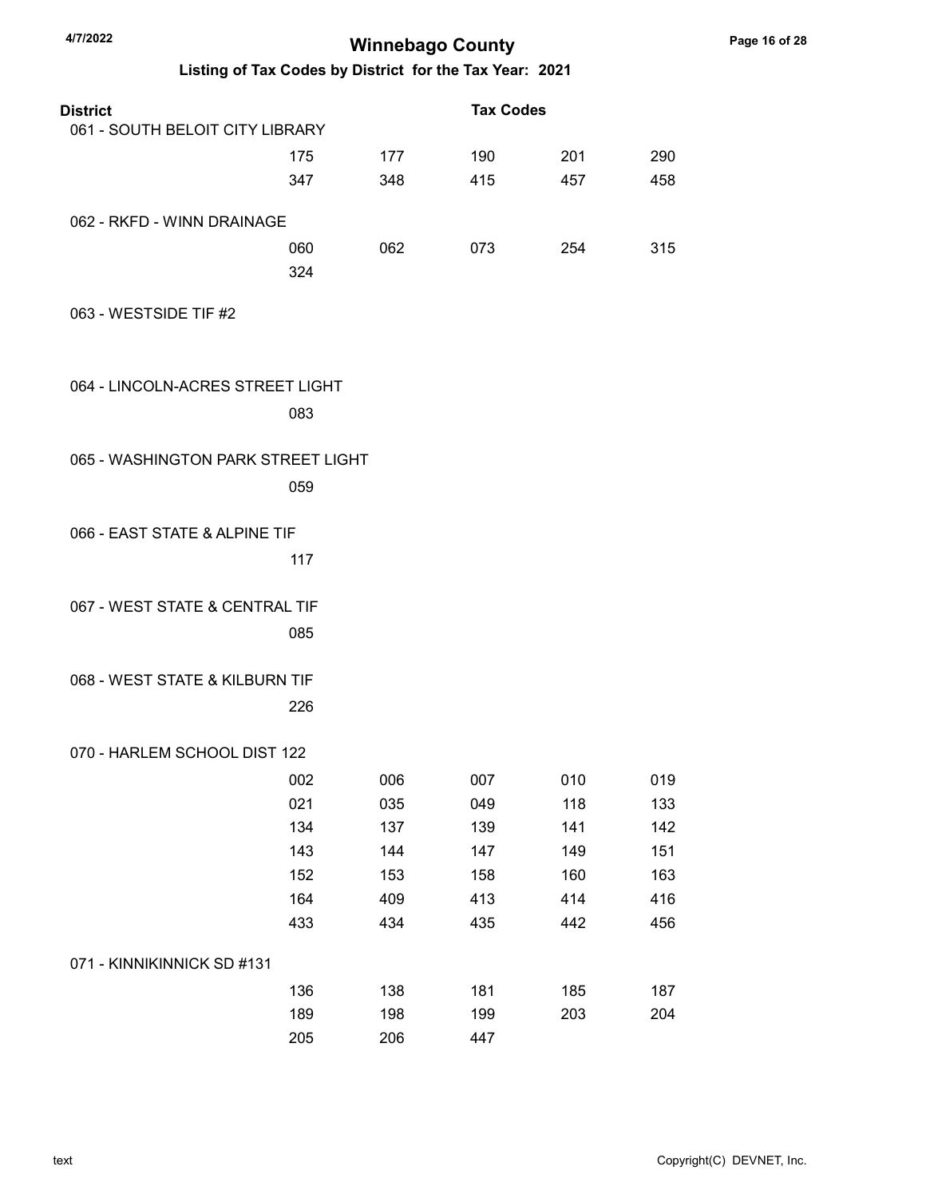# Winnebago County

## Listing of Tax Codes by District for the Tax Year: 2021

4/7/2022

| District | Tax Codes | | | | |
|---|---|---|---|---|---|
| 061 - SOUTH BELOIT CITY LIBRARY | | | | | |
| | 175 | 177 | 190 | 201 | 290 |
| | 347 | 348 | 415 | 457 | 458 |
| 062 - RKFD - WINN DRAINAGE | | | | | |
| | 060 | 062 | 073 | 254 | 315 |
| | 324 | | | | |
| 063 - WESTSIDE TIF #2 | | | | | |
| 064 - LINCOLN-ACRES STREET LIGHT | | | | | |
| | 083 | | | | |
| 065 - WASHINGTON PARK STREET LIGHT | | | | | |
| | 059 | | | | |
| 066 - EAST STATE & ALPINE TIF | | | | | |
| | 117 | | | | |
| 067 - WEST STATE & CENTRAL TIF | | | | | |
| | 085 | | | | |
| 068 - WEST STATE & KILBURN TIF | | | | | |
| | 226 | | | | |
| 070 - HARLEM SCHOOL DIST 122 | | | | | |
| | 002 | 006 | 007 | 010 | 019 |
| | 021 | 035 | 049 | 118 | 133 |
| | 134 | 137 | 139 | 141 | 142 |
| | 143 | 144 | 147 | 149 | 151 |
| | 152 | 153 | 158 | 160 | 163 |
| | 164 | 409 | 413 | 414 | 416 |
| | 433 | 434 | 435 | 442 | 456 |
| 071 - KINNIKINNICK SD #131 | | | | | |
| | 136 | 138 | 181 | 185 | 187 |
| | 189 | 198 | 199 | 203 | 204 |
| | 205 | 206 | 447 | | |

text

Copyright(C) DEVNET, Inc.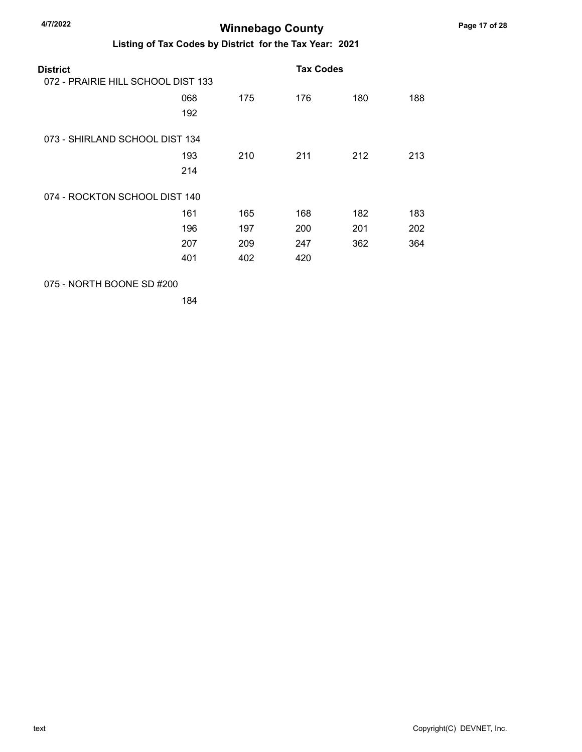# Winnebago County

## Listing of Tax Codes by District for the Tax Year: 2021

| District | Tax Codes | | | | |
|---|---|---|---|---|---|
| 072 - PRAIRIE HILL SCHOOL DIST 133 | | | | | |
| | 068 | 175 | 176 | 180 | 188 |
| | 192 | | | | |
| 073 - SHIRLAND SCHOOL DIST 134 | | | | | |
| | 193 | 210 | 211 | 212 | 213 |
| | 214 | | | | |
| 074 - ROCKTON SCHOOL DIST 140 | | | | | |
| | 161 | 165 | 168 | 182 | 183 |
| | 196 | 197 | 200 | 201 | 202 |
| | 207 | 209 | 247 | 362 | 364 |
| | 401 | 402 | 420 | | |
| 075 - NORTH BOONE SD #200 | | | | | |
| | 184 | | | | |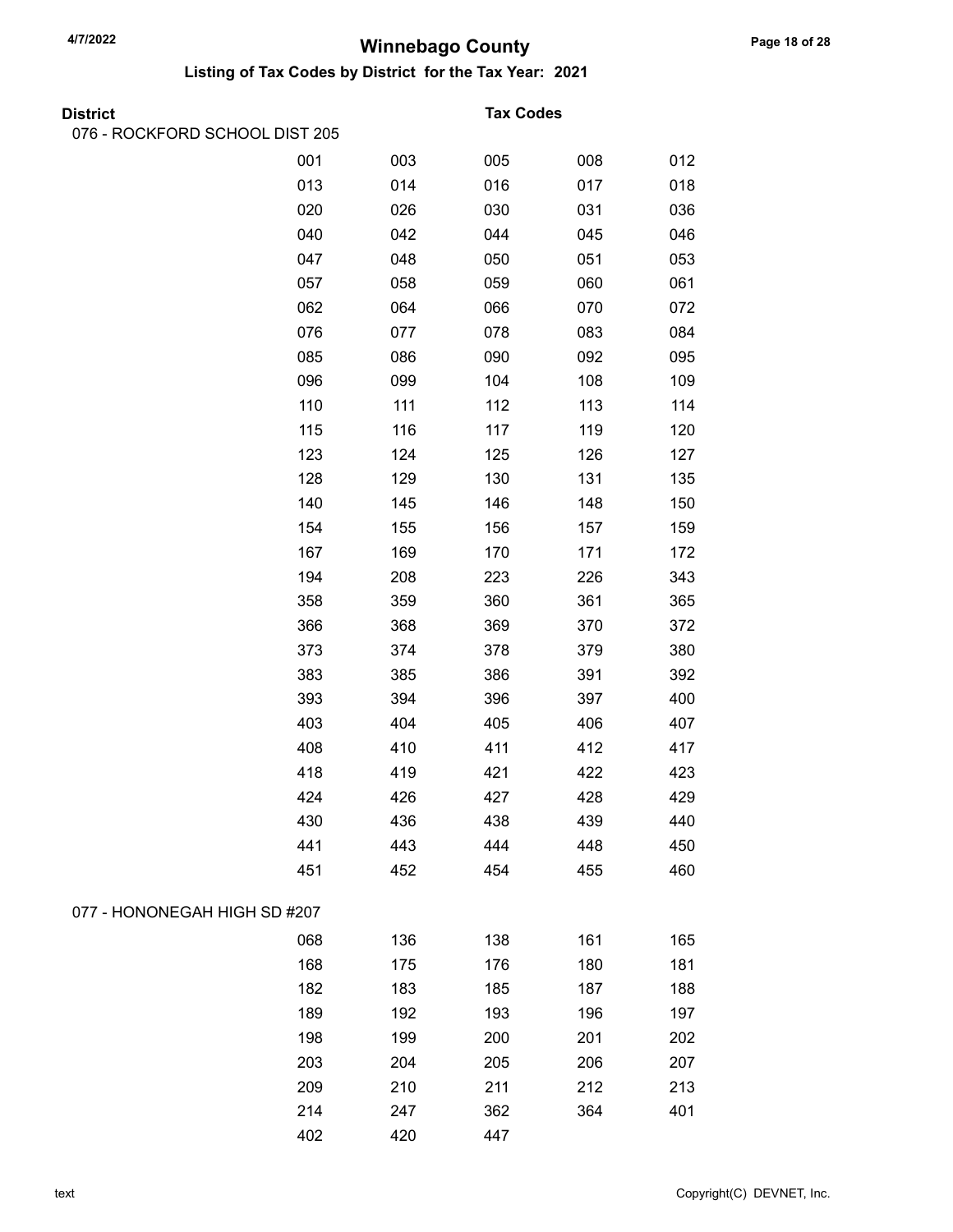# Winnebago County

## Listing of Tax Codes by District for the Tax Year: 2021

| District | Tax Codes | | | | |
|---|---|---|---|---|---|
| 076 - ROCKFORD SCHOOL DIST 205 | | | | | |
| | 001 | 003 | 005 | 008 | 012 |
| | 013 | 014 | 016 | 017 | 018 |
| | 020 | 026 | 030 | 031 | 036 |
| | 040 | 042 | 044 | 045 | 046 |
| | 047 | 048 | 050 | 051 | 053 |
| | 057 | 058 | 059 | 060 | 061 |
| | 062 | 064 | 066 | 070 | 072 |
| | 076 | 077 | 078 | 083 | 084 |
| | 085 | 086 | 090 | 092 | 095 |
| | 096 | 099 | 104 | 108 | 109 |
| | 110 | 111 | 112 | 113 | 114 |
| | 115 | 116 | 117 | 119 | 120 |
| | 123 | 124 | 125 | 126 | 127 |
| | 128 | 129 | 130 | 131 | 135 |
| | 140 | 145 | 146 | 148 | 150 |
| | 154 | 155 | 156 | 157 | 159 |
| | 167 | 169 | 170 | 171 | 172 |
| | 194 | 208 | 223 | 226 | 343 |
| | 358 | 359 | 360 | 361 | 365 |
| | 366 | 368 | 369 | 370 | 372 |
| | 373 | 374 | 378 | 379 | 380 |
| | 383 | 385 | 386 | 391 | 392 |
| | 393 | 394 | 396 | 397 | 400 |
| | 403 | 404 | 405 | 406 | 407 |
| | 408 | 410 | 411 | 412 | 417 |
| | 418 | 419 | 421 | 422 | 423 |
| | 424 | 426 | 427 | 428 | 429 |
| | 430 | 436 | 438 | 439 | 440 |
| | 441 | 443 | 444 | 448 | 450 |
| | 451 | 452 | 454 | 455 | 460 |
| 077 - HONONEGAH HIGH SD #207 | | | | | |
| | 068 | 136 | 138 | 161 | 165 |
| | 168 | 175 | 176 | 180 | 181 |
| | 182 | 183 | 185 | 187 | 188 |
| | 189 | 192 | 193 | 196 | 197 |
| | 198 | 199 | 200 | 201 | 202 |
| | 203 | 204 | 205 | 206 | 207 |
| | 209 | 210 | 211 | 212 | 213 |
| | 214 | 247 | 362 | 364 | 401 |
| | 402 | 420 | 447 | | |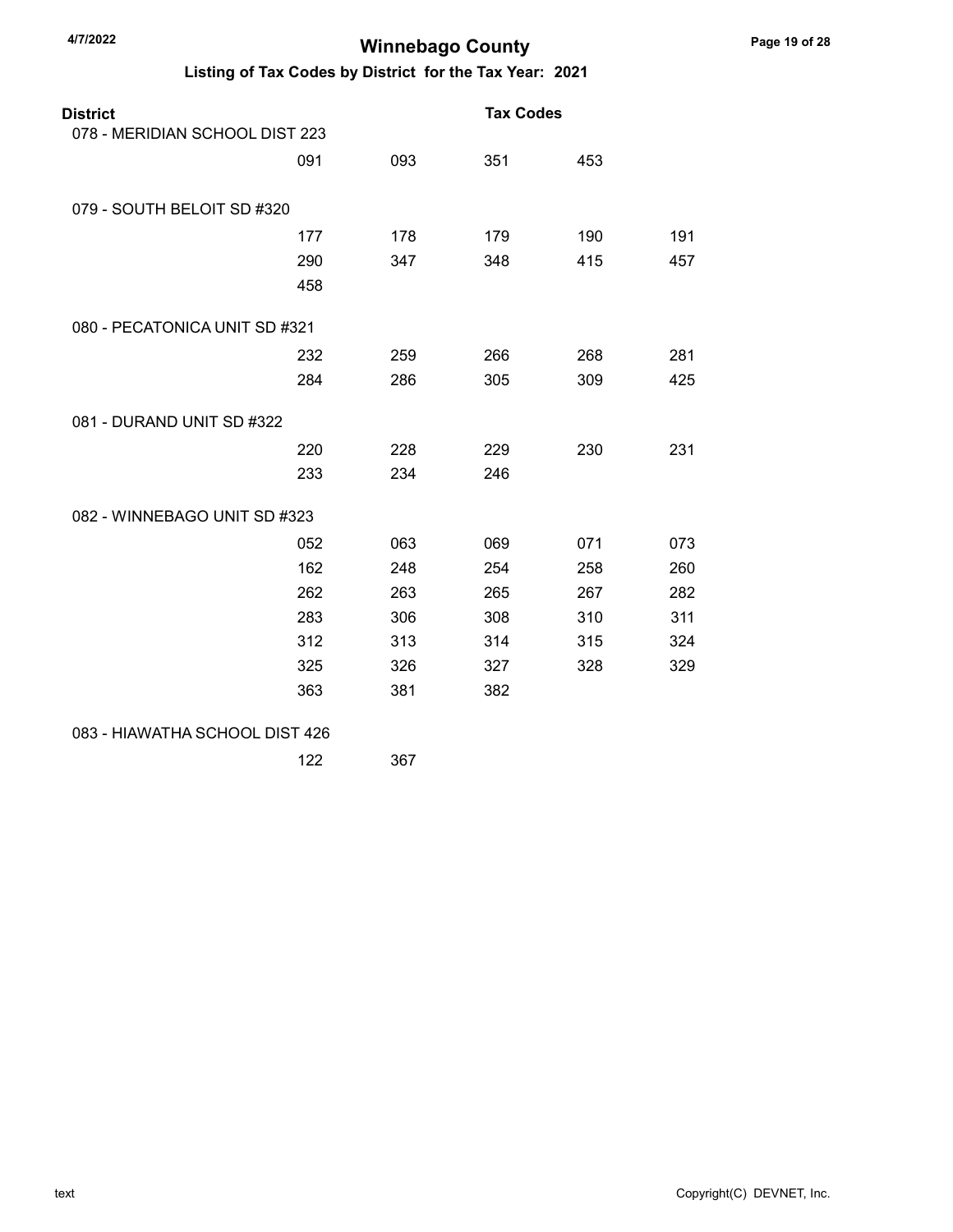# Winnebago County

## Listing of Tax Codes by District for the Tax Year: 2021

| District | Tax Codes | | | |
|---|---|---|---|---|
| **078 - MERIDIAN SCHOOL DIST 223** | | | | |
| 091 | 093 | 351 | 453 | |
| **079 - SOUTH BELOIT SD #320** | | | | |
| 177 | 178 | 179 | 190 | 191 |
| 290 | 347 | 348 | 415 | 457 |
| 458 | | | | |
| **080 - PECATONICA UNIT SD #321** | | | | |
| 232 | 259 | 266 | 268 | 281 |
| 284 | 286 | 305 | 309 | 425 |
| **081 - DURAND UNIT SD #322** | | | | |
| 220 | 228 | 229 | 230 | 231 |
| 233 | 234 | 246 | | |
| **082 - WINNEBAGO UNIT SD #323** | | | | |
| 052 | 063 | 069 | 071 | 073 |
| 162 | 248 | 254 | 258 | 260 |
| 262 | 263 | 265 | 267 | 282 |
| 283 | 306 | 308 | 310 | 311 |
| 312 | 313 | 314 | 315 | 324 |
| 325 | 326 | 327 | 328 | 329 |
| 363 | 381 | 382 | | |
| **083 - HIAWATHA SCHOOL DIST 426** | | | | |
| 122 | 367 | | | |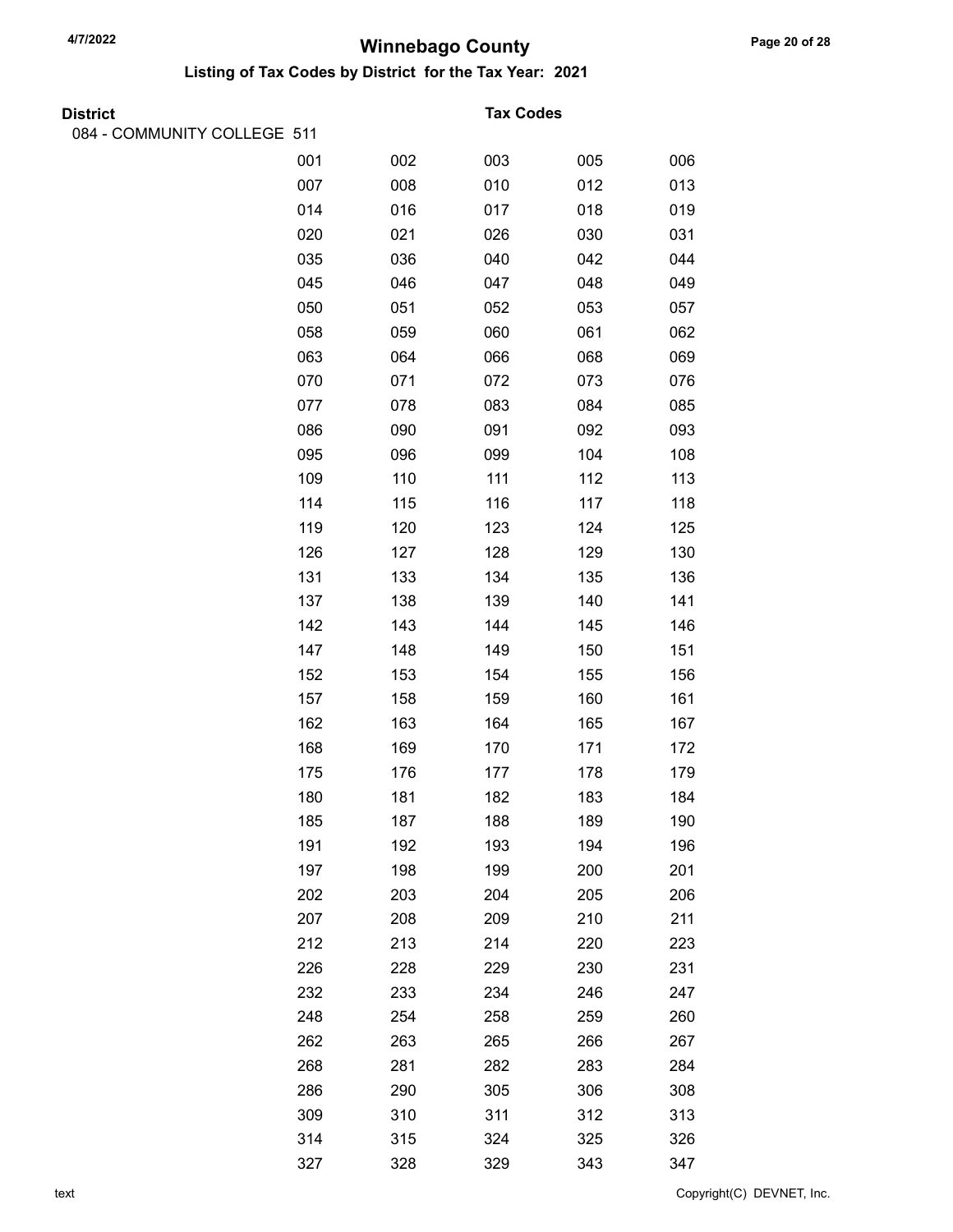# Winnebago County

## Listing of Tax Codes by District for the Tax Year: 2021

**District** | **Tax Codes**

084 - COMMUNITY COLLEGE 511

| | | | | |
|---|---|---|---|---|
| 001 | 002 | 003 | 005 | 006 |
| 007 | 008 | 010 | 012 | 013 |
| 014 | 016 | 017 | 018 | 019 |
| 020 | 021 | 026 | 030 | 031 |
| 035 | 036 | 040 | 042 | 044 |
| 045 | 046 | 047 | 048 | 049 |
| 050 | 051 | 052 | 053 | 057 |
| 058 | 059 | 060 | 061 | 062 |
| 063 | 064 | 066 | 068 | 069 |
| 070 | 071 | 072 | 073 | 076 |
| 077 | 078 | 083 | 084 | 085 |
| 086 | 090 | 091 | 092 | 093 |
| 095 | 096 | 099 | 104 | 108 |
| 109 | 110 | 111 | 112 | 113 |
| 114 | 115 | 116 | 117 | 118 |
| 119 | 120 | 123 | 124 | 125 |
| 126 | 127 | 128 | 129 | 130 |
| 131 | 133 | 134 | 135 | 136 |
| 137 | 138 | 139 | 140 | 141 |
| 142 | 143 | 144 | 145 | 146 |
| 147 | 148 | 149 | 150 | 151 |
| 152 | 153 | 154 | 155 | 156 |
| 157 | 158 | 159 | 160 | 161 |
| 162 | 163 | 164 | 165 | 167 |
| 168 | 169 | 170 | 171 | 172 |
| 175 | 176 | 177 | 178 | 179 |
| 180 | 181 | 182 | 183 | 184 |
| 185 | 187 | 188 | 189 | 190 |
| 191 | 192 | 193 | 194 | 196 |
| 197 | 198 | 199 | 200 | 201 |
| 202 | 203 | 204 | 205 | 206 |
| 207 | 208 | 209 | 210 | 211 |
| 212 | 213 | 214 | 220 | 223 |
| 226 | 228 | 229 | 230 | 231 |
| 232 | 233 | 234 | 246 | 247 |
| 248 | 254 | 258 | 259 | 260 |
| 262 | 263 | 265 | 266 | 267 |
| 268 | 281 | 282 | 283 | 284 |
| 286 | 290 | 305 | 306 | 308 |
| 309 | 310 | 311 | 312 | 313 |
| 314 | 315 | 324 | 325 | 326 |
| 327 | 328 | 329 | 343 | 347 |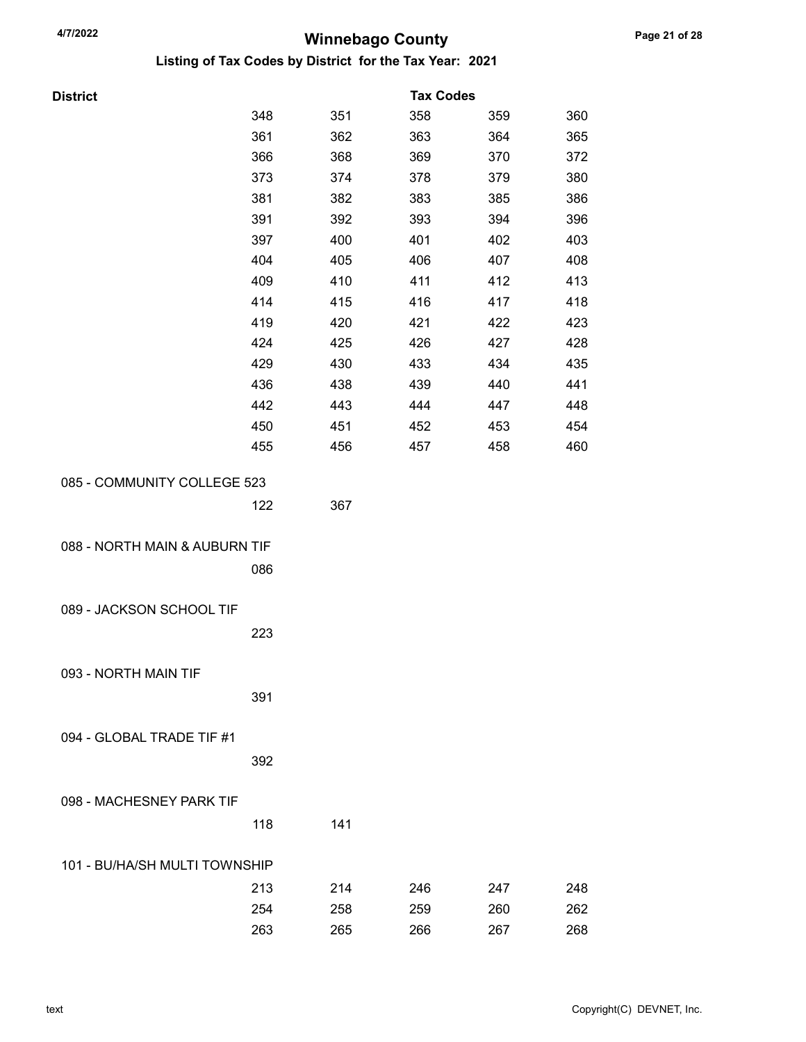# Winnebago County

## Listing of Tax Codes by District for the Tax Year: 2021

| District | Tax Codes | | | | |
|---|---|---|---|---|---|
| | 348 | 351 | 358 | 359 | 360 |
| | 361 | 362 | 363 | 364 | 365 |
| | 366 | 368 | 369 | 370 | 372 |
| | 373 | 374 | 378 | 379 | 380 |
| | 381 | 382 | 383 | 385 | 386 |
| | 391 | 392 | 393 | 394 | 396 |
| | 397 | 400 | 401 | 402 | 403 |
| | 404 | 405 | 406 | 407 | 408 |
| | 409 | 410 | 411 | 412 | 413 |
| | 414 | 415 | 416 | 417 | 418 |
| | 419 | 420 | 421 | 422 | 423 |
| | 424 | 425 | 426 | 427 | 428 |
| | 429 | 430 | 433 | 434 | 435 |
| | 436 | 438 | 439 | 440 | 441 |
| | 442 | 443 | 444 | 447 | 448 |
| | 450 | 451 | 452 | 453 | 454 |
| | 455 | 456 | 457 | 458 | 460 |
| 085 - COMMUNITY COLLEGE 523 | | | | | |
| | 122 | 367 | | | |
| 088 - NORTH MAIN & AUBURN TIF | | | | | |
| | 086 | | | | |
| 089 - JACKSON SCHOOL TIF | | | | | |
| | 223 | | | | |
| 093 - NORTH MAIN TIF | | | | | |
| | 391 | | | | |
| 094 - GLOBAL TRADE TIF #1 | | | | | |
| | 392 | | | | |
| 098 - MACHESNEY PARK TIF | | | | | |
| | 118 | 141 | | | |
| 101 - BU/HA/SH MULTI TOWNSHIP | | | | | |
| | 213 | 214 | 246 | 247 | 248 |
| | 254 | 258 | 259 | 260 | 262 |
| | 263 | 265 | 266 | 267 | 268 |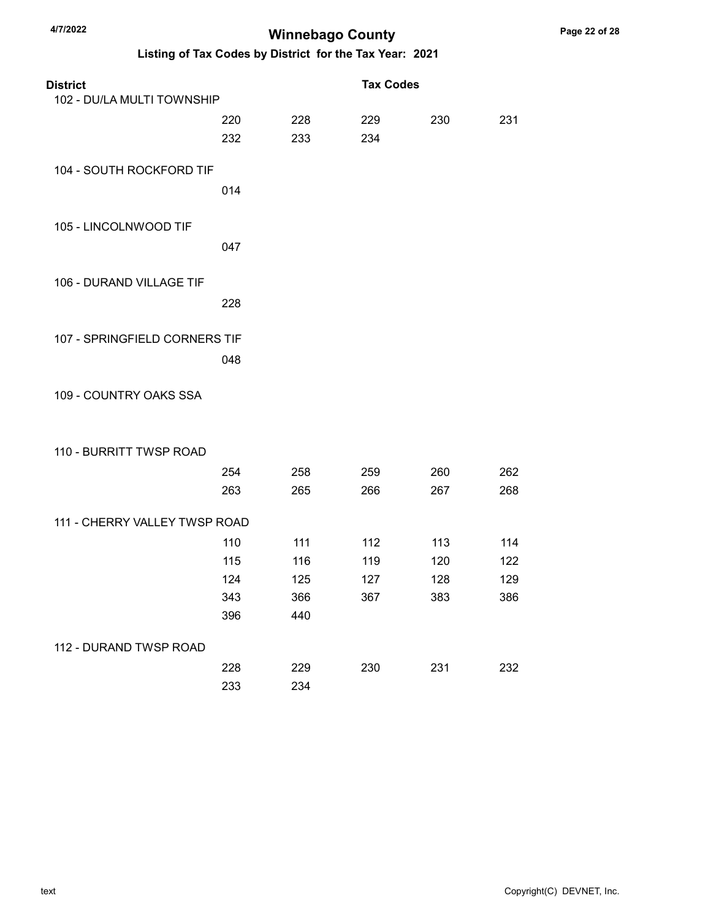# Winnebago County

## Listing of Tax Codes by District for the Tax Year: 2021

| District | Tax Codes | | | | |
|---|---|---|---|---|---|
| **102 - DU/LA MULTI TOWNSHIP** | | | | | |
| | 220 | 228 | 229 | 230 | 231 |
| | 232 | 233 | 234 | | |
| **104 - SOUTH ROCKFORD TIF** | | | | | |
| | 014 | | | | |
| **105 - LINCOLNWOOD TIF** | | | | | |
| | 047 | | | | |
| **106 - DURAND VILLAGE TIF** | | | | | |
| | 228 | | | | |
| **107 - SPRINGFIELD CORNERS TIF** | | | | | |
| | 048 | | | | |
| **109 - COUNTRY OAKS SSA** | | | | | |
| **110 - BURRITT TWSP ROAD** | | | | | |
| | 254 | 258 | 259 | 260 | 262 |
| | 263 | 265 | 266 | 267 | 268 |
| **111 - CHERRY VALLEY TWSP ROAD** | | | | | |
| | 110 | 111 | 112 | 113 | 114 |
| | 115 | 116 | 119 | 120 | 122 |
| | 124 | 125 | 127 | 128 | 129 |
| | 343 | 366 | 367 | 383 | 386 |
| | 396 | 440 | | | |
| **112 - DURAND TWSP ROAD** | | | | | |
| | 228 | 229 | 230 | 231 | 232 |
| | 233 | 234 | | | |

text

Copyright(C) DEVNET, Inc.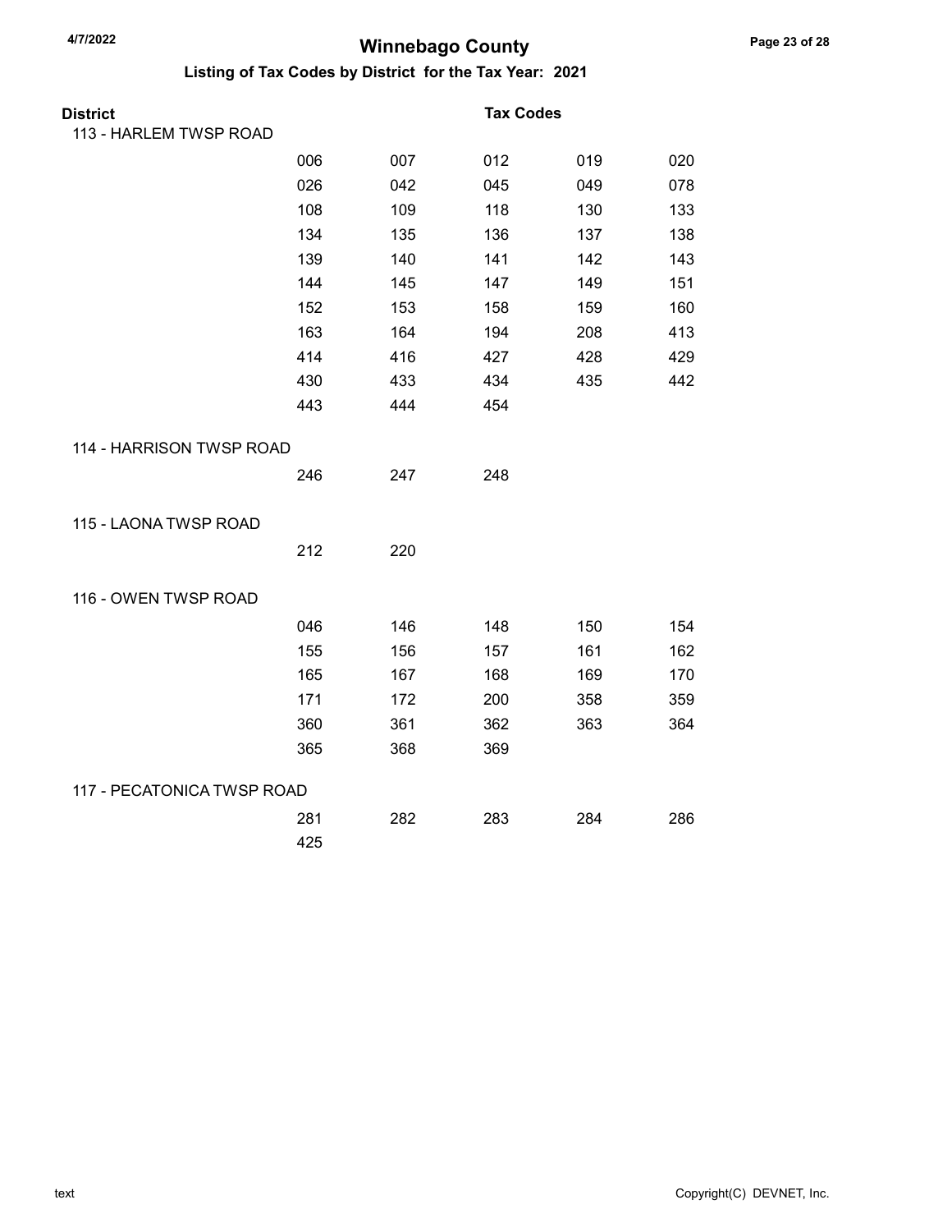# Winnebago County

## Listing of Tax Codes by District for the Tax Year: 2021

| District | Tax Codes | | | | |
|---|---|---|---|---|---|
| 113 - HARLEM TWSP ROAD | | | | | |
| | 006 | 007 | 012 | 019 | 020 |
| | 026 | 042 | 045 | 049 | 078 |
| | 108 | 109 | 118 | 130 | 133 |
| | 134 | 135 | 136 | 137 | 138 |
| | 139 | 140 | 141 | 142 | 143 |
| | 144 | 145 | 147 | 149 | 151 |
| | 152 | 153 | 158 | 159 | 160 |
| | 163 | 164 | 194 | 208 | 413 |
| | 414 | 416 | 427 | 428 | 429 |
| | 430 | 433 | 434 | 435 | 442 |
| | 443 | 444 | 454 | | |
| 114 - HARRISON TWSP ROAD | | | | | |
| | 246 | 247 | 248 | | |
| 115 - LAONA TWSP ROAD | | | | | |
| | 212 | 220 | | | |
| 116 - OWEN TWSP ROAD | | | | | |
| | 046 | 146 | 148 | 150 | 154 |
| | 155 | 156 | 157 | 161 | 162 |
| | 165 | 167 | 168 | 169 | 170 |
| | 171 | 172 | 200 | 358 | 359 |
| | 360 | 361 | 362 | 363 | 364 |
| | 365 | 368 | 369 | | |
| 117 - PECATONICA TWSP ROAD | | | | | |
| | 281 | 282 | 283 | 284 | 286 |
| | 425 | | | | |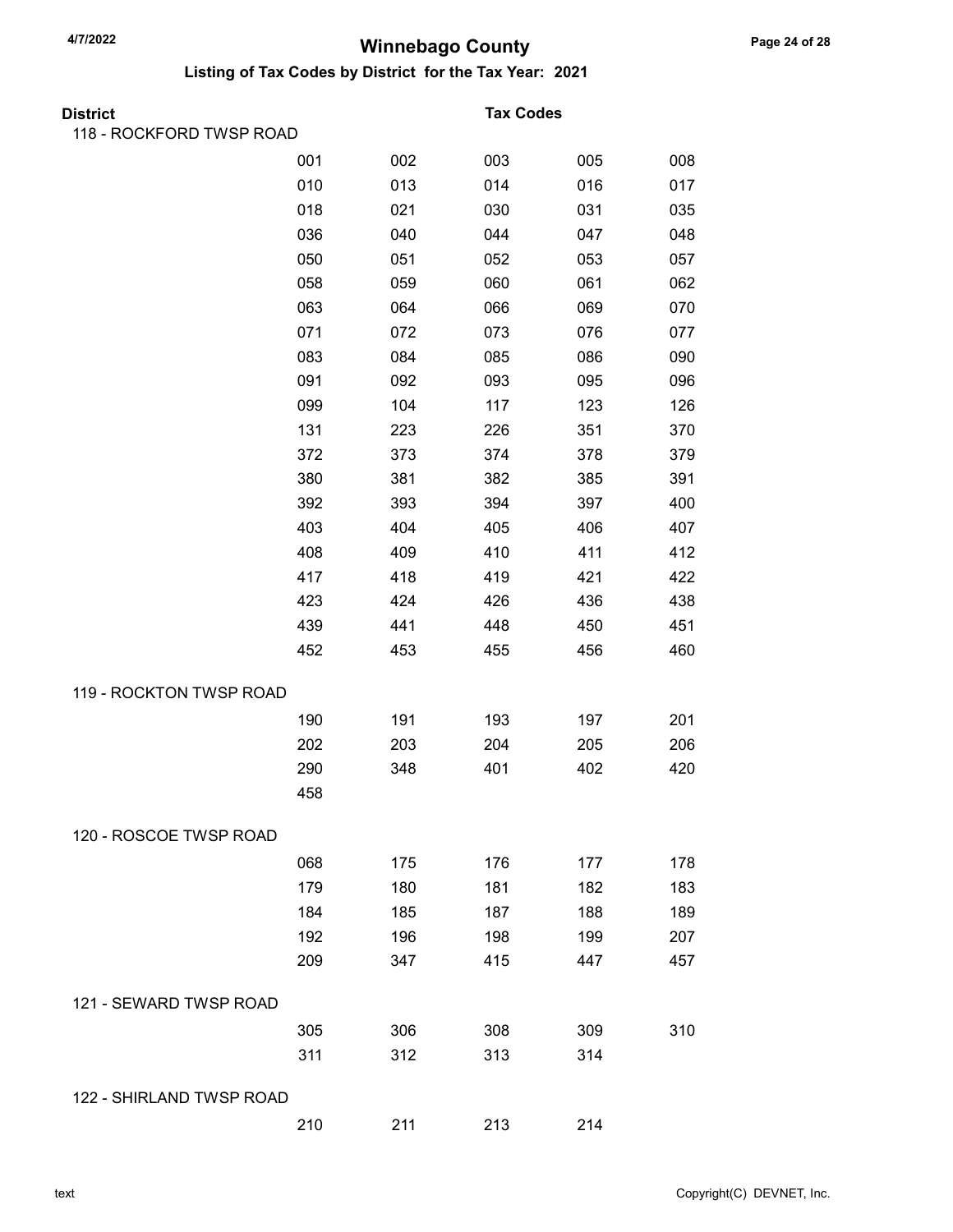# Winnebago County

## Listing of Tax Codes by District for the Tax Year: 2021

**District** | **Tax Codes**

### 118 - ROCKFORD TWSP ROAD

| | | | | |
|---|---|---|---|---|
| 001 | 002 | 003 | 005 | 008 |
| 010 | 013 | 014 | 016 | 017 |
| 018 | 021 | 030 | 031 | 035 |
| 036 | 040 | 044 | 047 | 048 |
| 050 | 051 | 052 | 053 | 057 |
| 058 | 059 | 060 | 061 | 062 |
| 063 | 064 | 066 | 069 | 070 |
| 071 | 072 | 073 | 076 | 077 |
| 083 | 084 | 085 | 086 | 090 |
| 091 | 092 | 093 | 095 | 096 |
| 099 | 104 | 117 | 123 | 126 |
| 131 | 223 | 226 | 351 | 370 |
| 372 | 373 | 374 | 378 | 379 |
| 380 | 381 | 382 | 385 | 391 |
| 392 | 393 | 394 | 397 | 400 |
| 403 | 404 | 405 | 406 | 407 |
| 408 | 409 | 410 | 411 | 412 |
| 417 | 418 | 419 | 421 | 422 |
| 423 | 424 | 426 | 436 | 438 |
| 439 | 441 | 448 | 450 | 451 |
| 452 | 453 | 455 | 456 | 460 |

### 119 - ROCKTON TWSP ROAD

| | | | | |
|---|---|---|---|---|
| 190 | 191 | 193 | 197 | 201 |
| 202 | 203 | 204 | 205 | 206 |
| 290 | 348 | 401 | 402 | 420 |
| 458 | | | | |

### 120 - ROSCOE TWSP ROAD

| | | | | |
|---|---|---|---|---|
| 068 | 175 | 176 | 177 | 178 |
| 179 | 180 | 181 | 182 | 183 |
| 184 | 185 | 187 | 188 | 189 |
| 192 | 196 | 198 | 199 | 207 |
| 209 | 347 | 415 | 447 | 457 |

### 121 - SEWARD TWSP ROAD

| | | | | |
|---|---|---|---|---|
| 305 | 306 | 308 | 309 | 310 |
| 311 | 312 | 313 | 314 | |

### 122 - SHIRLAND TWSP ROAD

| | | | |
|---|---|---|---|
| 210 | 211 | 213 | 214 |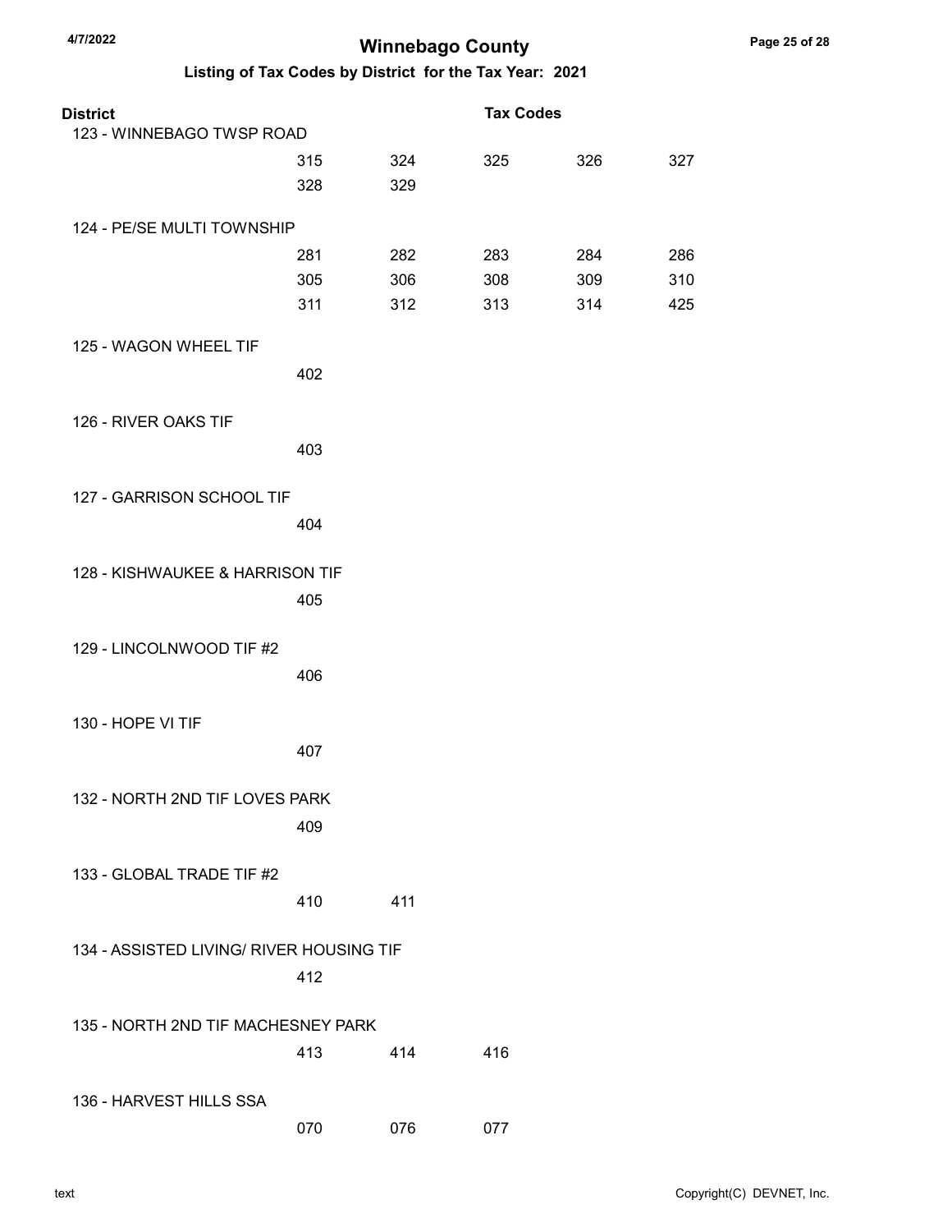# Winnebago County

## Listing of Tax Codes by District for the Tax Year: 2021

| District | Tax Codes | | | | |
|---|---|---|---|---|---|
| 123 - WINNEBAGO TWSP ROAD | | | | | |
| | 315 | 324 | 325 | 326 | 327 |
| | 328 | 329 | | | |
| 124 - PE/SE MULTI TOWNSHIP | | | | | |
| | 281 | 282 | 283 | 284 | 286 |
| | 305 | 306 | 308 | 309 | 310 |
| | 311 | 312 | 313 | 314 | 425 |
| 125 - WAGON WHEEL TIF | | | | | |
| | 402 | | | | |
| 126 - RIVER OAKS TIF | | | | | |
| | 403 | | | | |
| 127 - GARRISON SCHOOL TIF | | | | | |
| | 404 | | | | |
| 128 - KISHWAUKEE & HARRISON TIF | | | | | |
| | 405 | | | | |
| 129 - LINCOLNWOOD TIF #2 | | | | | |
| | 406 | | | | |
| 130 - HOPE VI TIF | | | | | |
| | 407 | | | | |
| 132 - NORTH 2ND TIF LOVES PARK | | | | | |
| | 409 | | | | |
| 133 - GLOBAL TRADE TIF #2 | | | | | |
| | 410 | 411 | | | |
| 134 - ASSISTED LIVING/ RIVER HOUSING TIF | | | | | |
| | 412 | | | | |
| 135 - NORTH 2ND TIF MACHESNEY PARK | | | | | |
| | 413 | 414 | 416 | | |
| 136 - HARVEST HILLS SSA | | | | | |
| | 070 | 076 | 077 | | |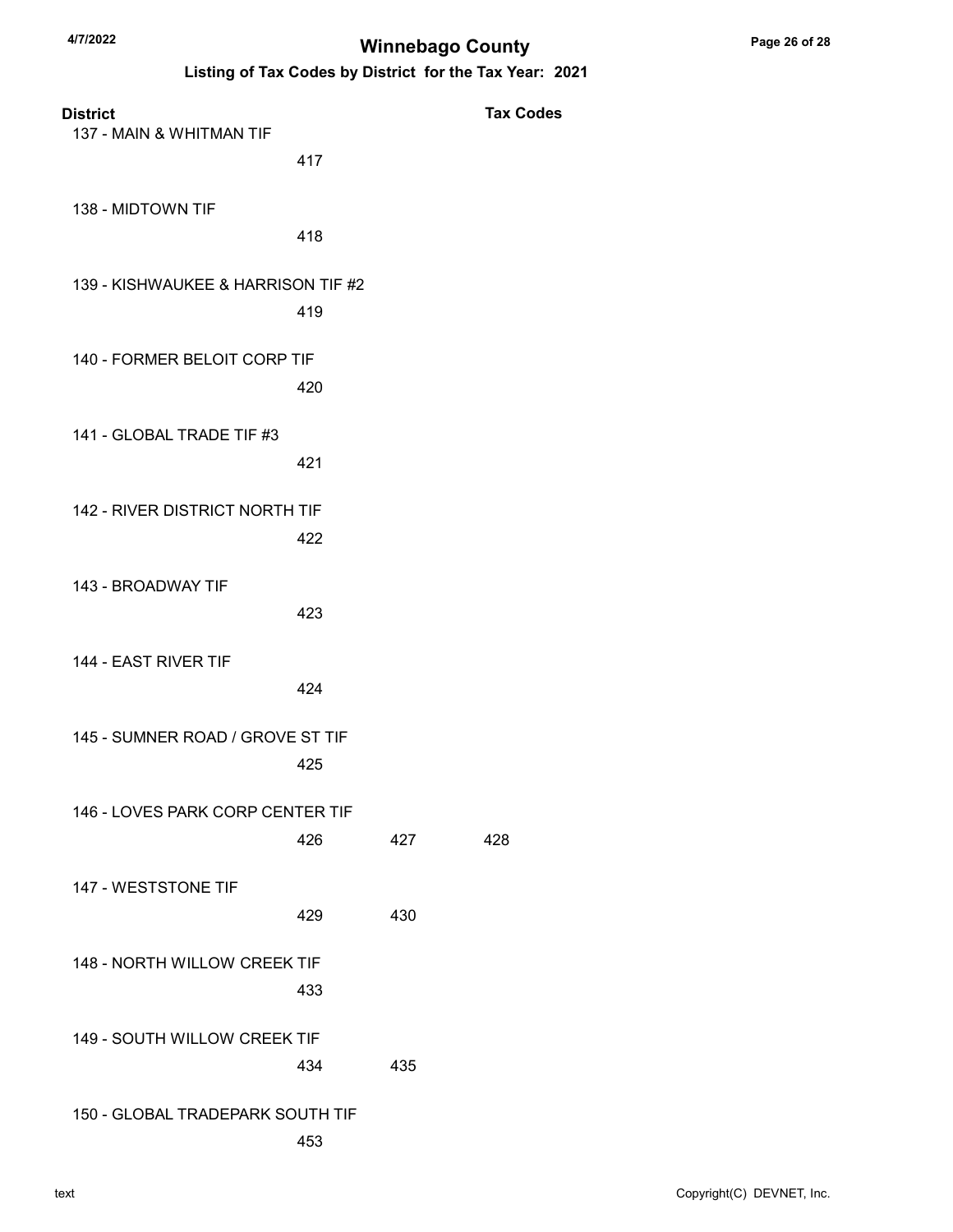# Winnebago County

## Listing of Tax Codes by District for the Tax Year: 2021

| District | Tax Codes | | |
|---|---|---|---|
| 137 - MAIN & WHITMAN TIF | | | |
| | 417 | | |
| 138 - MIDTOWN TIF | | | |
| | 418 | | |
| 139 - KISHWAUKEE & HARRISON TIF #2 | | | |
| | 419 | | |
| 140 - FORMER BELOIT CORP TIF | | | |
| | 420 | | |
| 141 - GLOBAL TRADE TIF #3 | | | |
| | 421 | | |
| 142 - RIVER DISTRICT NORTH TIF | | | |
| | 422 | | |
| 143 - BROADWAY TIF | | | |
| | 423 | | |
| 144 - EAST RIVER TIF | | | |
| | 424 | | |
| 145 - SUMNER ROAD / GROVE ST TIF | | | |
| | 425 | | |
| 146 - LOVES PARK CORP CENTER TIF | | | |
| | 426 | 427 | 428 |
| 147 - WESTSTONE TIF | | | |
| | 429 | 430 | |
| 148 - NORTH WILLOW CREEK TIF | | | |
| | 433 | | |
| 149 - SOUTH WILLOW CREEK TIF | | | |
| | 434 | 435 | |
| 150 - GLOBAL TRADEPARK SOUTH TIF | | | |
| | 453 | | |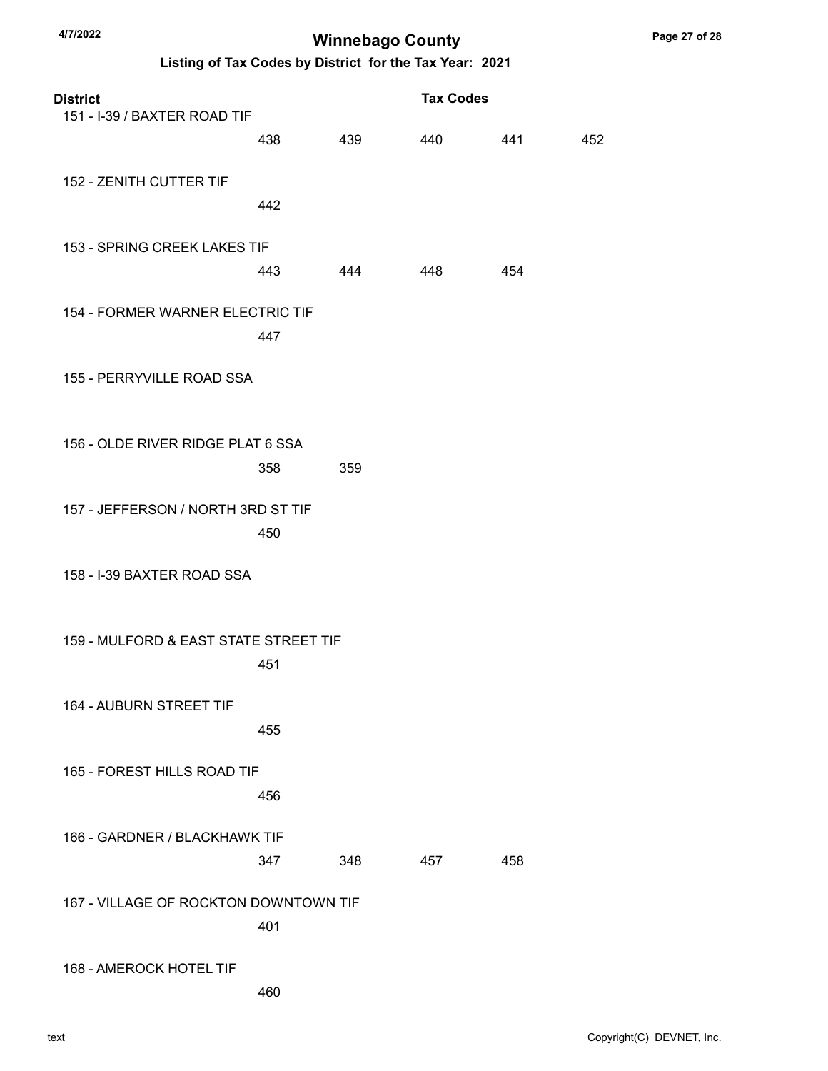# Winnebago County

## Listing of Tax Codes by District for the Tax Year: 2021

| District | Tax Codes | | | | |
|---|---|---|---|---|---|
| 151 - I-39 / BAXTER ROAD TIF | | | | | |
| | 438 | 439 | 440 | 441 | 452 |
| 152 - ZENITH CUTTER TIF | | | | | |
| | 442 | | | | |
| 153 - SPRING CREEK LAKES TIF | | | | | |
| | 443 | 444 | 448 | 454 | |
| 154 - FORMER WARNER ELECTRIC TIF | | | | | |
| | 447 | | | | |
| 155 - PERRYVILLE ROAD SSA | | | | | |
| 156 - OLDE RIVER RIDGE PLAT 6 SSA | | | | | |
| | 358 | 359 | | | |
| 157 - JEFFERSON / NORTH 3RD ST TIF | | | | | |
| | 450 | | | | |
| 158 - I-39 BAXTER ROAD SSA | | | | | |
| 159 - MULFORD & EAST STATE STREET TIF | | | | | |
| | 451 | | | | |
| 164 - AUBURN STREET TIF | | | | | |
| | 455 | | | | |
| 165 - FOREST HILLS ROAD TIF | | | | | |
| | 456 | | | | |
| 166 - GARDNER / BLACKHAWK TIF | | | | | |
| | 347 | 348 | 457 | 458 | |
| 167 - VILLAGE OF ROCKTON DOWNTOWN TIF | | | | | |
| | 401 | | | | |
| 168 - AMEROCK HOTEL TIF | | | | | |
| | 460 | | | | |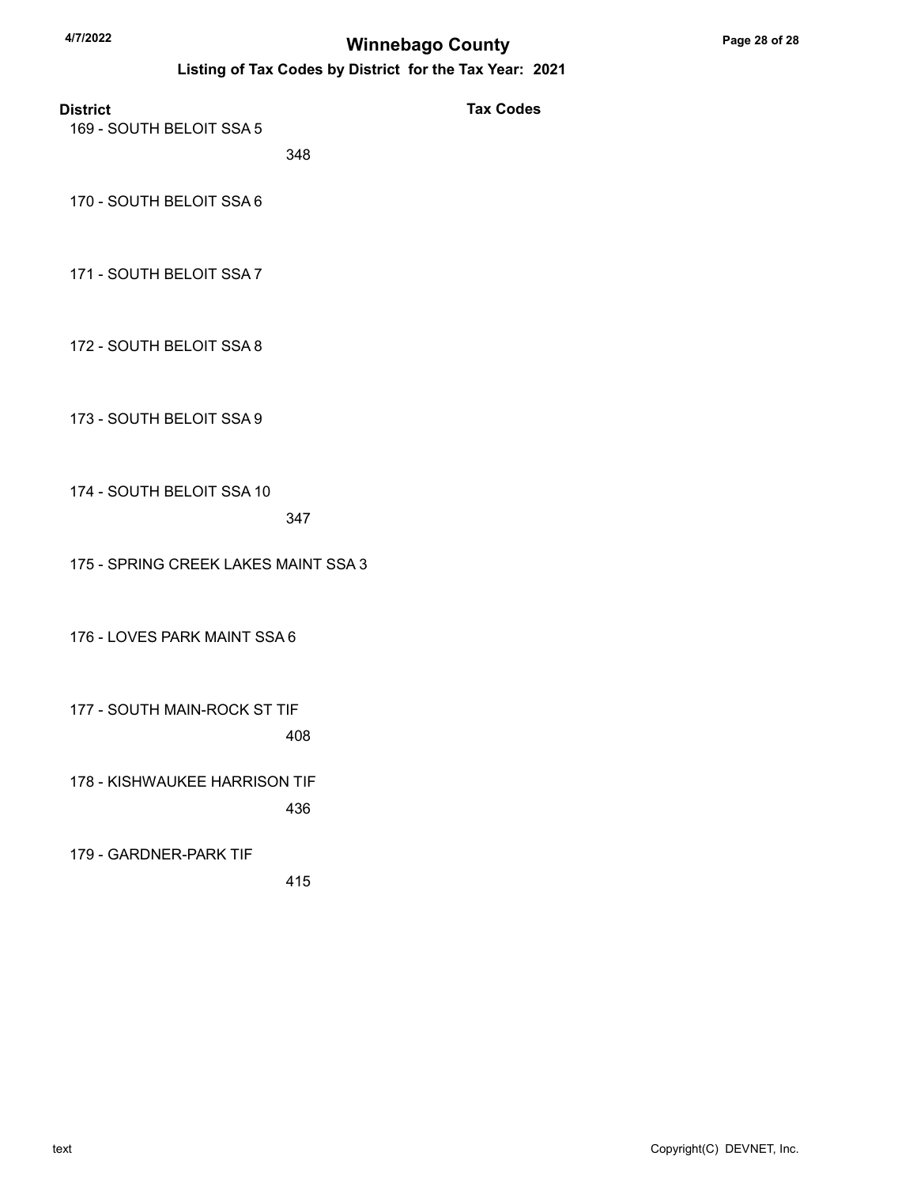# Winnebago County

## Listing of Tax Codes by District for the Tax Year: 2021

| District | Tax Codes |
|---|---|
| 169 - SOUTH BELOIT SSA 5 | 348 |
| 170 - SOUTH BELOIT SSA 6 | |
| 171 - SOUTH BELOIT SSA 7 | |
| 172 - SOUTH BELOIT SSA 8 | |
| 173 - SOUTH BELOIT SSA 9 | |
| 174 - SOUTH BELOIT SSA 10 | 347 |
| 175 - SPRING CREEK LAKES MAINT SSA 3 | |
| 176 - LOVES PARK MAINT SSA 6 | |
| 177 - SOUTH MAIN-ROCK ST TIF | 408 |
| 178 - KISHWAUKEE HARRISON TIF | 436 |
| 179 - GARDNER-PARK TIF | 415 |

text

Copyright(C) DEVNET, Inc.